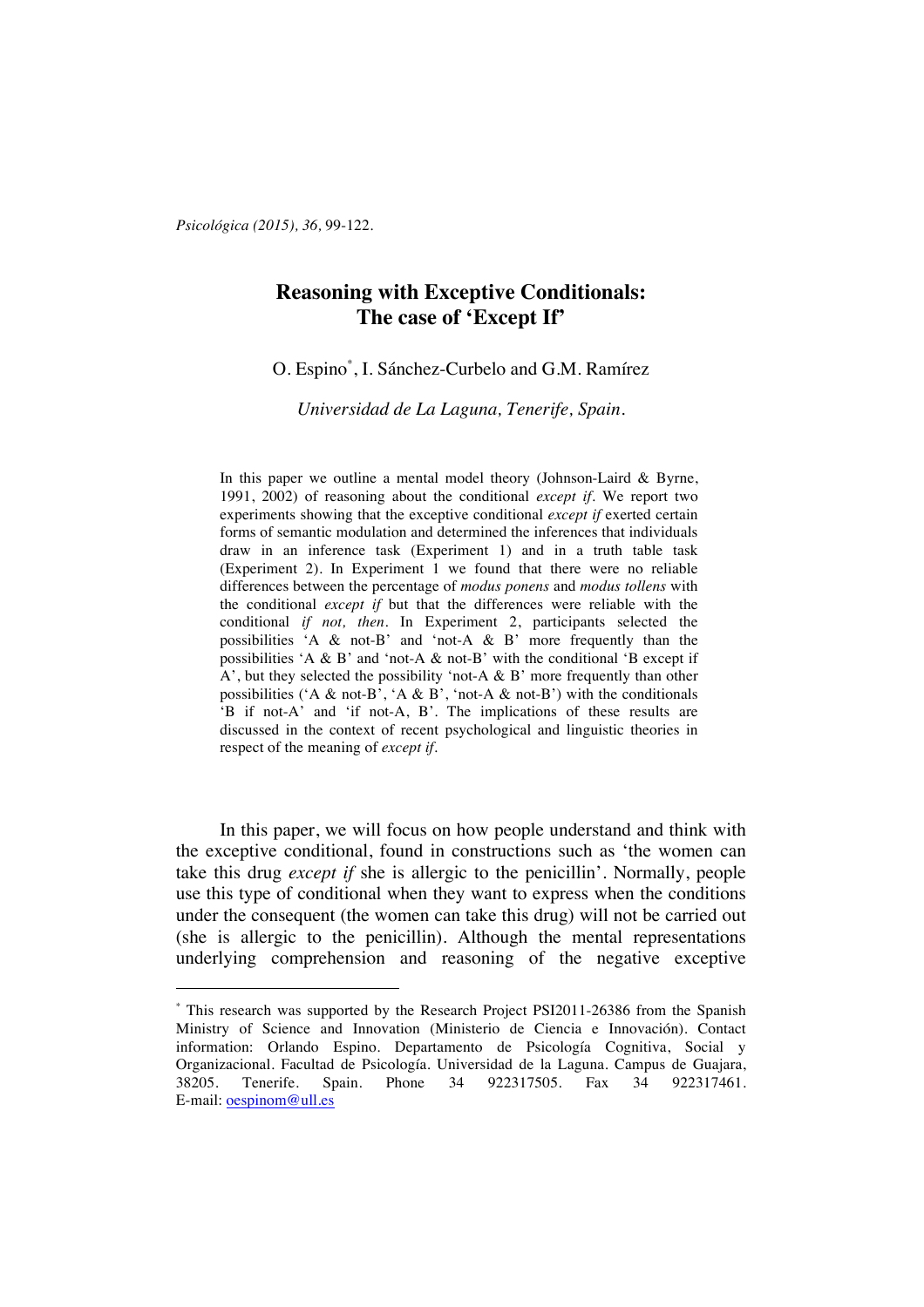# Reasoning with Exceptive Conditionals: The case of 'Except If'

O. Espino[*], I. Sánchez-Curbelo and G.M. Ramírez

*Universidad de La Laguna, Tenerife, Spain.*

In this paper we outline a mental model theory (Johnson-Laird & Byrne, 1991, 2002) of reasoning about the conditional *except if*. We report two experiments showing that the exceptive conditional *except if* exerted certain forms of semantic modulation and determined the inferences that individuals draw in an inference task (Experiment 1) and in a truth table task (Experiment 2). In Experiment 1 we found that there were no reliable differences between the percentage of *modus ponens* and *modus tollens* with the conditional *except if* but that the differences were reliable with the conditional *if not, then*. In Experiment 2, participants selected the possibilities 'A & not-B' and 'not-A & B' more frequently than the possibilities 'A & B' and 'not-A & not-B' with the conditional 'B except if A', but they selected the possibility 'not-A & B' more frequently than other possibilities ('A & not-B', 'A & B', 'not-A & not-B') with the conditionals 'B if not-A' and 'if not-A, B'. The implications of these results are discussed in the context of recent psychological and linguistic theories in respect of the meaning of *except if*.

In this paper, we will focus on how people understand and think with the exceptive conditional, found in constructions such as 'the women can take this drug *except if* she is allergic to the penicillin'. Normally, people use this type of conditional when they want to express when the conditions under the consequent (the women can take this drug) will not be carried out (she is allergic to the penicillin). Although the mental representations underlying comprehension and reasoning of the negative exceptive

---

[*] This research was supported by the Research Project PSI2011-26386 from the Spanish Ministry of Science and Innovation (Ministerio de Ciencia e Innovación). Contact information: Orlando Espino. Departamento de Psicología Cognitiva, Social y Organizacional. Facultad de Psicología. Universidad de la Laguna. Campus de Guajara, 38205. Tenerife. Spain. Phone 34 922317505. Fax 34 922317461. E-mail: oespinom@ull.es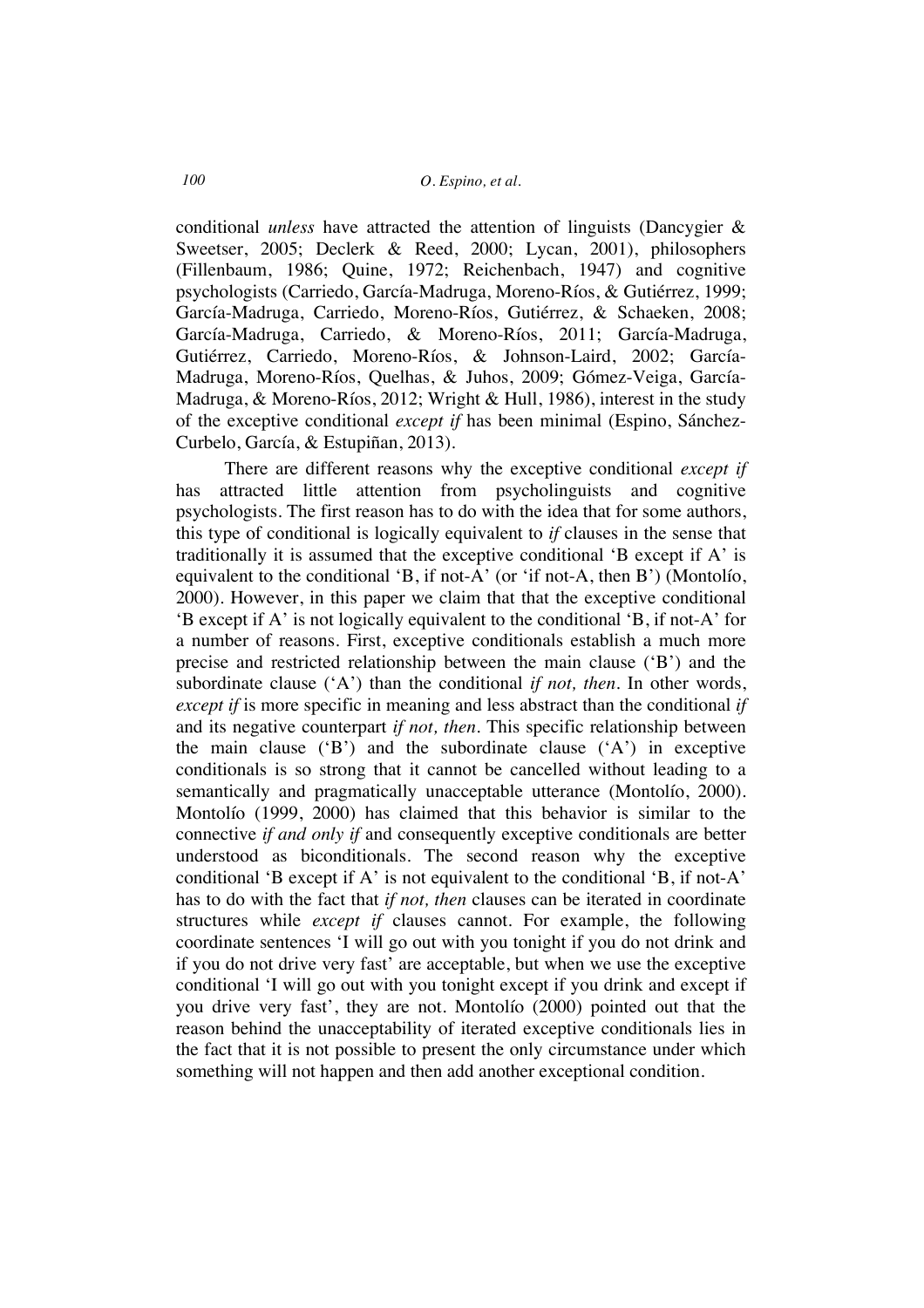conditional *unless* have attracted the attention of linguists (Dancygier & Sweetser, 2005; Declerk & Reed, 2000; Lycan, 2001), philosophers (Fillenbaum, 1986; Quine, 1972; Reichenbach, 1947) and cognitive psychologists (Carriedo, García-Madruga, Moreno-Ríos, & Gutiérrez, 1999; García-Madruga, Carriedo, Moreno-Ríos, Gutiérrez, & Schaeken, 2008; García-Madruga, Carriedo, & Moreno-Ríos, 2011; García-Madruga, Gutiérrez, Carriedo, Moreno-Ríos, & Johnson-Laird, 2002; García-Madruga, Moreno-Ríos, Quelhas, & Juhos, 2009; Gómez-Veiga, García-Madruga, & Moreno-Ríos, 2012; Wright & Hull, 1986), interest in the study of the exceptive conditional *except if* has been minimal (Espino, Sánchez-Curbelo, García, & Estupiñan, 2013).

There are different reasons why the exceptive conditional *except if* has attracted little attention from psycholinguists and cognitive psychologists. The first reason has to do with the idea that for some authors, this type of conditional is logically equivalent to *if* clauses in the sense that traditionally it is assumed that the exceptive conditional 'B except if A' is equivalent to the conditional 'B, if not-A' (or 'if not-A, then B') (Montolío, 2000). However, in this paper we claim that that the exceptive conditional 'B except if A' is not logically equivalent to the conditional 'B, if not-A' for a number of reasons. First, exceptive conditionals establish a much more precise and restricted relationship between the main clause ('B') and the subordinate clause ('A') than the conditional *if not, then*. In other words, *except if* is more specific in meaning and less abstract than the conditional *if* and its negative counterpart *if not, then*. This specific relationship between the main clause ('B') and the subordinate clause ('A') in exceptive conditionals is so strong that it cannot be cancelled without leading to a semantically and pragmatically unacceptable utterance (Montolío, 2000). Montolío (1999, 2000) has claimed that this behavior is similar to the connective *if and only if* and consequently exceptive conditionals are better understood as biconditionals. The second reason why the exceptive conditional 'B except if A' is not equivalent to the conditional 'B, if not-A' has to do with the fact that *if not, then* clauses can be iterated in coordinate structures while *except if* clauses cannot. For example, the following coordinate sentences 'I will go out with you tonight if you do not drink and if you do not drive very fast' are acceptable, but when we use the exceptive conditional 'I will go out with you tonight except if you drink and except if you drive very fast', they are not. Montolío (2000) pointed out that the reason behind the unacceptability of iterated exceptive conditionals lies in the fact that it is not possible to present the only circumstance under which something will not happen and then add another exceptional condition.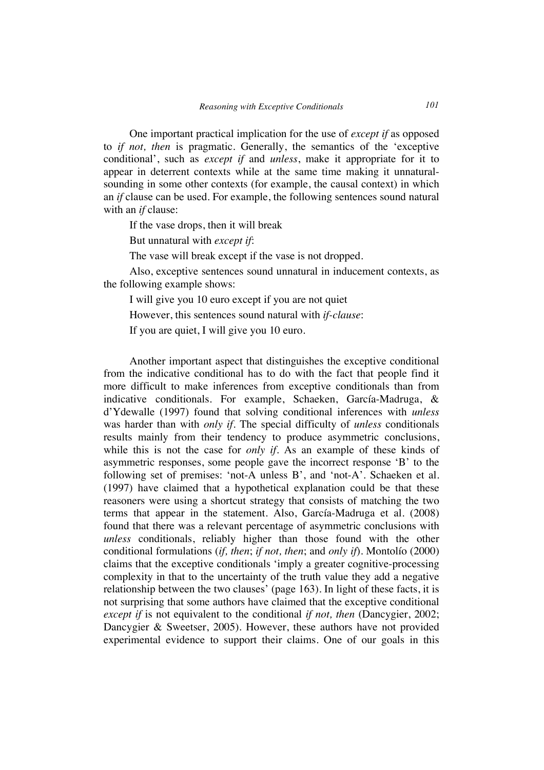One important practical implication for the use of *except if* as opposed to *if not, then* is pragmatic. Generally, the semantics of the 'exceptive conditional', such as *except if* and *unless*, make it appropriate for it to appear in deterrent contexts while at the same time making it unnatural-sounding in some other contexts (for example, the causal context) in which an *if* clause can be used. For example, the following sentences sound natural with an *if* clause:

If the vase drops, then it will break

But unnatural with *except if*:

The vase will break except if the vase is not dropped.

Also, exceptive sentences sound unnatural in inducement contexts, as the following example shows:

I will give you 10 euro except if you are not quiet

However, this sentences sound natural with *if-clause*:

If you are quiet, I will give you 10 euro.

Another important aspect that distinguishes the exceptive conditional from the indicative conditional has to do with the fact that people find it more difficult to make inferences from exceptive conditionals than from indicative conditionals. For example, Schaeken, García-Madruga, & d'Ydewalle (1997) found that solving conditional inferences with *unless* was harder than with *only if*. The special difficulty of *unless* conditionals results mainly from their tendency to produce asymmetric conclusions, while this is not the case for *only if*. As an example of these kinds of asymmetric responses, some people gave the incorrect response 'B' to the following set of premises: 'not-A unless B', and 'not-A'. Schaeken et al. (1997) have claimed that a hypothetical explanation could be that these reasoners were using a shortcut strategy that consists of matching the two terms that appear in the statement. Also, García-Madruga et al. (2008) found that there was a relevant percentage of asymmetric conclusions with *unless* conditionals, reliably higher than those found with the other conditional formulations (*if, then*; *if not, then*; and *only if*). Montolío (2000) claims that the exceptive conditionals 'imply a greater cognitive-processing complexity in that to the uncertainty of the truth value they add a negative relationship between the two clauses' (page 163). In light of these facts, it is not surprising that some authors have claimed that the exceptive conditional *except if* is not equivalent to the conditional *if not, then* (Dancygier, 2002; Dancygier & Sweetser, 2005). However, these authors have not provided experimental evidence to support their claims. One of our goals in this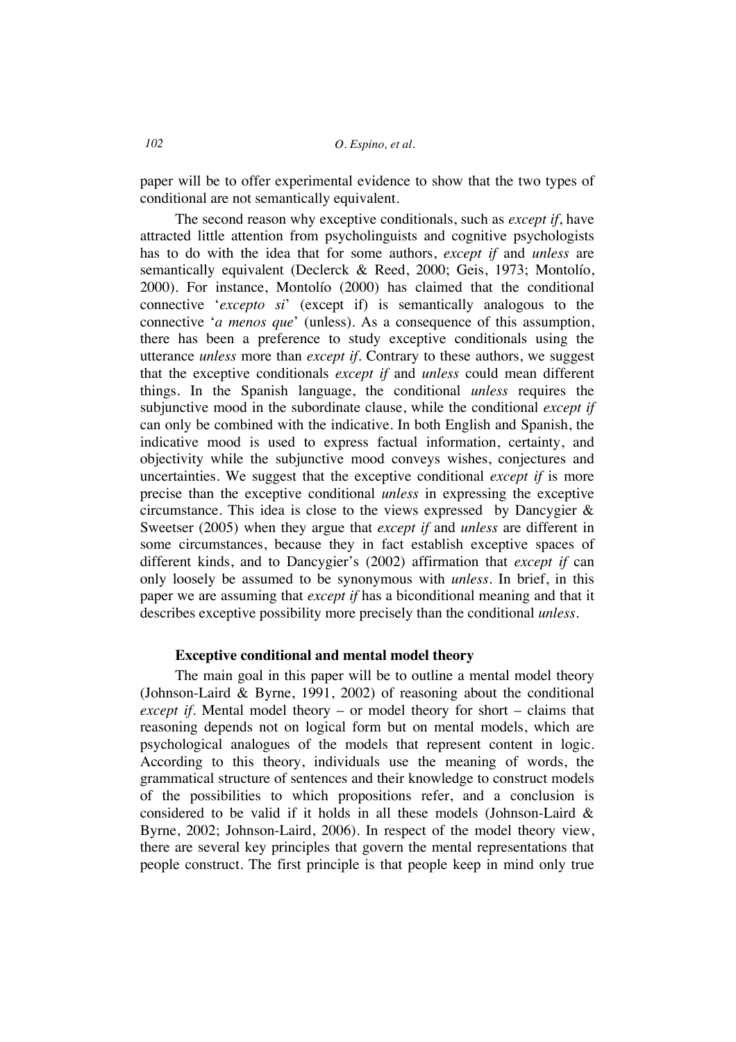paper will be to offer experimental evidence to show that the two types of conditional are not semantically equivalent.

The second reason why exceptive conditionals, such as *except if*, have attracted little attention from psycholinguists and cognitive psychologists has to do with the idea that for some authors, *except if* and *unless* are semantically equivalent (Declerck & Reed, 2000; Geis, 1973; Montolío, 2000). For instance, Montolío (2000) has claimed that the conditional connective '*excepto si*' (except if) is semantically analogous to the connective '*a menos que*' (unless). As a consequence of this assumption, there has been a preference to study exceptive conditionals using the utterance *unless* more than *except if*. Contrary to these authors, we suggest that the exceptive conditionals *except if* and *unless* could mean different things. In the Spanish language, the conditional *unless* requires the subjunctive mood in the subordinate clause, while the conditional *except if* can only be combined with the indicative. In both English and Spanish, the indicative mood is used to express factual information, certainty, and objectivity while the subjunctive mood conveys wishes, conjectures and uncertainties. We suggest that the exceptive conditional *except if* is more precise than the exceptive conditional *unless* in expressing the exceptive circumstance. This idea is close to the views expressed by Dancygier & Sweetser (2005) when they argue that *except if* and *unless* are different in some circumstances, because they in fact establish exceptive spaces of different kinds, and to Dancygier's (2002) affirmation that *except if* can only loosely be assumed to be synonymous with *unless*. In brief, in this paper we are assuming that *except if* has a biconditional meaning and that it describes exceptive possibility more precisely than the conditional *unless*.

### Exceptive conditional and mental model theory

The main goal in this paper will be to outline a mental model theory (Johnson-Laird & Byrne, 1991, 2002) of reasoning about the conditional *except if*. Mental model theory – or model theory for short – claims that reasoning depends not on logical form but on mental models, which are psychological analogues of the models that represent content in logic. According to this theory, individuals use the meaning of words, the grammatical structure of sentences and their knowledge to construct models of the possibilities to which propositions refer, and a conclusion is considered to be valid if it holds in all these models (Johnson-Laird & Byrne, 2002; Johnson-Laird, 2006). In respect of the model theory view, there are several key principles that govern the mental representations that people construct. The first principle is that people keep in mind only true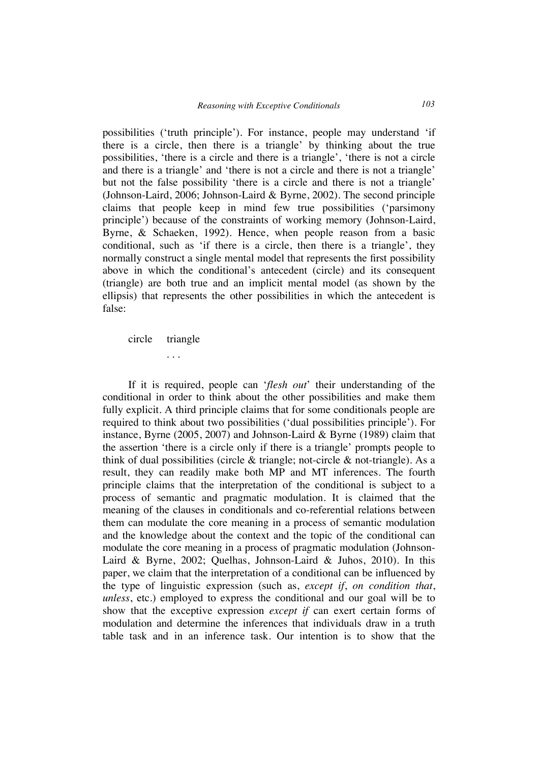possibilities ('truth principle'). For instance, people may understand 'if there is a circle, then there is a triangle' by thinking about the true possibilities, 'there is a circle and there is a triangle', 'there is not a circle and there is a triangle' and 'there is not a circle and there is not a triangle' but not the false possibility 'there is a circle and there is not a triangle' (Johnson-Laird, 2006; Johnson-Laird & Byrne, 2002). The second principle claims that people keep in mind few true possibilities ('parsimony principle') because of the constraints of working memory (Johnson-Laird, Byrne, & Schaeken, 1992). Hence, when people reason from a basic conditional, such as 'if there is a circle, then there is a triangle', they normally construct a single mental model that represents the first possibility above in which the conditional's antecedent (circle) and its consequent (triangle) are both true and an implicit mental model (as shown by the ellipsis) that represents the other possibilities in which the antecedent is false:

```
circle    triangle
          . . .
```

If it is required, people can '*flesh out*' their understanding of the conditional in order to think about the other possibilities and make them fully explicit. A third principle claims that for some conditionals people are required to think about two possibilities ('dual possibilities principle'). For instance, Byrne (2005, 2007) and Johnson-Laird & Byrne (1989) claim that the assertion 'there is a circle only if there is a triangle' prompts people to think of dual possibilities (circle & triangle; not-circle & not-triangle). As a result, they can readily make both MP and MT inferences. The fourth principle claims that the interpretation of the conditional is subject to a process of semantic and pragmatic modulation. It is claimed that the meaning of the clauses in conditionals and co-referential relations between them can modulate the core meaning in a process of semantic modulation and the knowledge about the context and the topic of the conditional can modulate the core meaning in a process of pragmatic modulation (Johnson-Laird & Byrne, 2002; Quelhas, Johnson-Laird & Juhos, 2010). In this paper, we claim that the interpretation of a conditional can be influenced by the type of linguistic expression (such as, *except if*, *on condition that*, *unless*, etc.) employed to express the conditional and our goal will be to show that the exceptive expression *except if* can exert certain forms of modulation and determine the inferences that individuals draw in a truth table task and in an inference task. Our intention is to show that the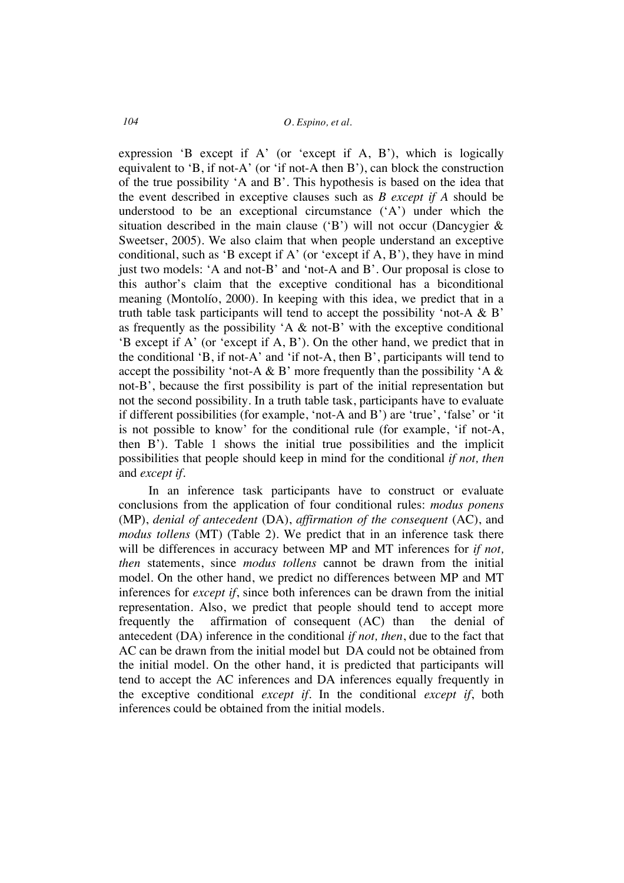expression ‘B except if A’ (or ‘except if A, B’), which is logically equivalent to ‘B, if not-A’ (or ‘if not-A then B’), can block the construction of the true possibility ‘A and B’. This hypothesis is based on the idea that the event described in exceptive clauses such as *B except if A* should be understood to be an exceptional circumstance (‘A’) under which the situation described in the main clause (‘B’) will not occur (Dancygier & Sweetser, 2005). We also claim that when people understand an exceptive conditional, such as ‘B except if A’ (or ‘except if A, B’), they have in mind just two models: ‘A and not-B’ and ‘not-A and B’. Our proposal is close to this author’s claim that the exceptive conditional has a biconditional meaning (Montolío, 2000). In keeping with this idea, we predict that in a truth table task participants will tend to accept the possibility ‘not-A & B’ as frequently as the possibility ‘A & not-B’ with the exceptive conditional ‘B except if A’ (or ‘except if A, B’). On the other hand, we predict that in the conditional ‘B, if not-A’ and ‘if not-A, then B’, participants will tend to accept the possibility ‘not-A & B’ more frequently than the possibility ‘A & not-B’, because the first possibility is part of the initial representation but not the second possibility. In a truth table task, participants have to evaluate if different possibilities (for example, ‘not-A and B’) are ‘true’, ‘false’ or ‘it is not possible to know’ for the conditional rule (for example, ‘if not-A, then B’). Table 1 shows the initial true possibilities and the implicit possibilities that people should keep in mind for the conditional *if not, then* and *except if*.

In an inference task participants have to construct or evaluate conclusions from the application of four conditional rules: *modus ponens* (MP), *denial of antecedent* (DA), *affirmation of the consequent* (AC), and *modus tollens* (MT) (Table 2). We predict that in an inference task there will be differences in accuracy between MP and MT inferences for *if not, then* statements, since *modus tollens* cannot be drawn from the initial model. On the other hand, we predict no differences between MP and MT inferences for *except if*, since both inferences can be drawn from the initial representation. Also, we predict that people should tend to accept more frequently the affirmation of consequent (AC) than the denial of antecedent (DA) inference in the conditional *if not, then*, due to the fact that AC can be drawn from the initial model but DA could not be obtained from the initial model. On the other hand, it is predicted that participants will tend to accept the AC inferences and DA inferences equally frequently in the exceptive conditional *except if*. In the conditional *except if*, both inferences could be obtained from the initial models.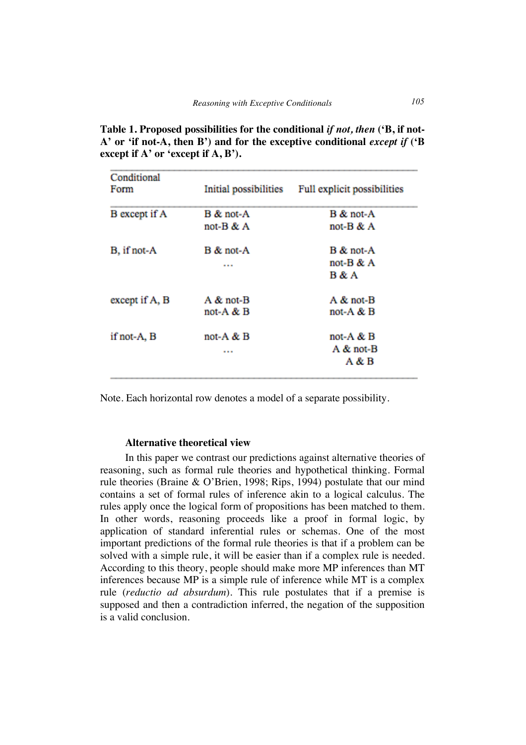**Table 1. Proposed possibilities for the conditional *if not, then* ('B, if not-A' or 'if not-A, then B') and for the exceptive conditional *except if* ('B except if A' or 'except if A, B').**

| Conditional Form | Initial possibilities | Full explicit possibilities |
|---|---|---|
| B except if A | B & not-A | B & not-A |
| | not-B & A | not-B & A |
| B, if not-A | B & not-A | B & not-A |
| | ... | not-B & A |
| | | B & A |
| except if A, B | A & not-B | A & not-B |
| | not-A & B | not-A & B |
| if not-A, B | not-A & B | not-A & B |
| | ... | A & not-B |
| | | A & B |

Note. Each horizontal row denotes a model of a separate possibility.

### Alternative theoretical view

In this paper we contrast our predictions against alternative theories of reasoning, such as formal rule theories and hypothetical thinking. Formal rule theories (Braine & O'Brien, 1998; Rips, 1994) postulate that our mind contains a set of formal rules of inference akin to a logical calculus. The rules apply once the logical form of propositions has been matched to them. In other words, reasoning proceeds like a proof in formal logic, by application of standard inferential rules or schemas. One of the most important predictions of the formal rule theories is that if a problem can be solved with a simple rule, it will be easier than if a complex rule is needed. According to this theory, people should make more MP inferences than MT inferences because MP is a simple rule of inference while MT is a complex rule (*reductio ad absurdum*). This rule postulates that if a premise is supposed and then a contradiction inferred, the negation of the supposition is a valid conclusion.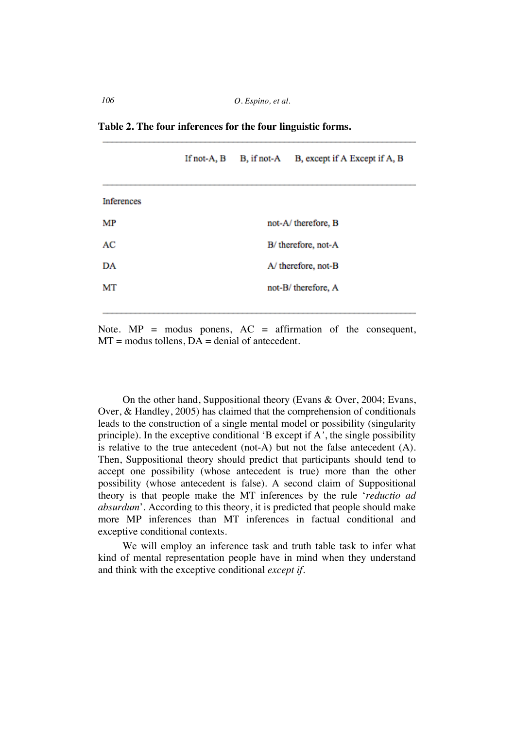**Table 2. The four inferences for the four linguistic forms.**

| | If not-A, B | B, if not-A | B, except if A | Except if A, B |
|---|---|---|---|---|
| Inferences | | | | |
| MP | | not-A/ therefore, B | | |
| AC | | B/ therefore, not-A | | |
| DA | | A/ therefore, not-B | | |
| MT | | not-B/ therefore, A | | |

Note. MP = modus ponens, AC = affirmation of the consequent, MT = modus tollens, DA = denial of antecedent.

On the other hand, Suppositional theory (Evans & Over, 2004; Evans, Over, & Handley, 2005) has claimed that the comprehension of conditionals leads to the construction of a single mental model or possibility (singularity principle). In the exceptive conditional 'B except if A', the single possibility is relative to the true antecedent (not-A) but not the false antecedent (A). Then, Suppositional theory should predict that participants should tend to accept one possibility (whose antecedent is true) more than the other possibility (whose antecedent is false). A second claim of Suppositional theory is that people make the MT inferences by the rule '*reductio ad absurdum*'. According to this theory, it is predicted that people should make more MP inferences than MT inferences in factual conditional and exceptive conditional contexts.

We will employ an inference task and truth table task to infer what kind of mental representation people have in mind when they understand and think with the exceptive conditional *except if*.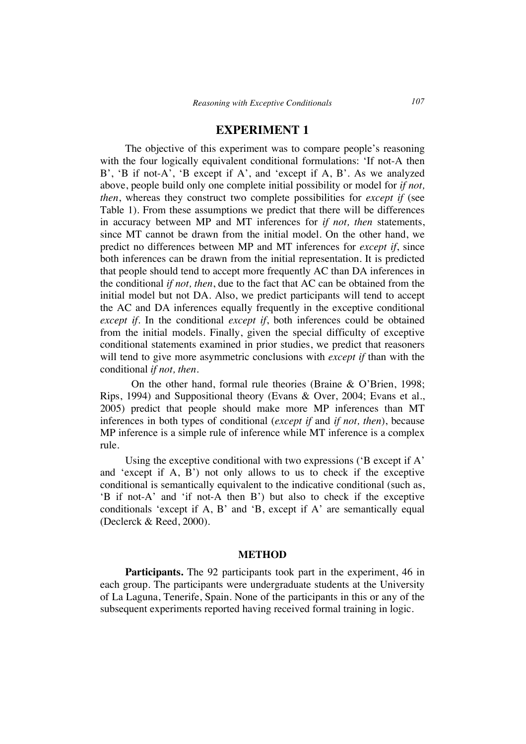# EXPERIMENT 1

The objective of this experiment was to compare people's reasoning with the four logically equivalent conditional formulations: 'If not-A then B', 'B if not-A', 'B except if A', and 'except if A, B'. As we analyzed above, people build only one complete initial possibility or model for *if not, then*, whereas they construct two complete possibilities for *except if* (see Table 1). From these assumptions we predict that there will be differences in accuracy between MP and MT inferences for *if not, then* statements, since MT cannot be drawn from the initial model. On the other hand, we predict no differences between MP and MT inferences for *except if*, since both inferences can be drawn from the initial representation. It is predicted that people should tend to accept more frequently AC than DA inferences in the conditional *if not, then*, due to the fact that AC can be obtained from the initial model but not DA. Also, we predict participants will tend to accept the AC and DA inferences equally frequently in the exceptive conditional *except if*. In the conditional *except if*, both inferences could be obtained from the initial models. Finally, given the special difficulty of exceptive conditional statements examined in prior studies, we predict that reasoners will tend to give more asymmetric conclusions with *except if* than with the conditional *if not, then*.

On the other hand, formal rule theories (Braine & O'Brien, 1998; Rips, 1994) and Suppositional theory (Evans & Over, 2004; Evans et al., 2005) predict that people should make more MP inferences than MT inferences in both types of conditional (*except if* and *if not, then*), because MP inference is a simple rule of inference while MT inference is a complex rule.

Using the exceptive conditional with two expressions ('B except if A' and 'except if A, B') not only allows to us to check if the exceptive conditional is semantically equivalent to the indicative conditional (such as, 'B if not-A' and 'if not-A then B') but also to check if the exceptive conditionals 'except if A, B' and 'B, except if A' are semantically equal (Declerck & Reed, 2000).

## METHOD

**Participants.** The 92 participants took part in the experiment, 46 in each group. The participants were undergraduate students at the University of La Laguna, Tenerife, Spain. None of the participants in this or any of the subsequent experiments reported having received formal training in logic.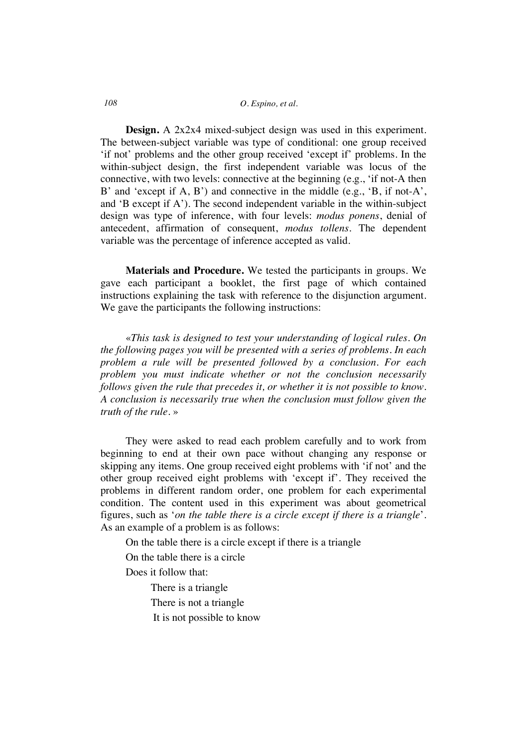**Design.** A 2x2x4 mixed-subject design was used in this experiment. The between-subject variable was type of conditional: one group received 'if not' problems and the other group received 'except if' problems. In the within-subject design, the first independent variable was locus of the connective, with two levels: connective at the beginning (e.g., 'if not-A then B' and 'except if A, B') and connective in the middle (e.g., 'B, if not-A', and 'B except if A'). The second independent variable in the within-subject design was type of inference, with four levels: *modus ponens*, denial of antecedent, affirmation of consequent, *modus tollens*. The dependent variable was the percentage of inference accepted as valid.

**Materials and Procedure.** We tested the participants in groups. We gave each participant a booklet, the first page of which contained instructions explaining the task with reference to the disjunction argument. We gave the participants the following instructions:

*«This task is designed to test your understanding of logical rules. On the following pages you will be presented with a series of problems. In each problem a rule will be presented followed by a conclusion. For each problem you must indicate whether or not the conclusion necessarily follows given the rule that precedes it, or whether it is not possible to know. A conclusion is necessarily true when the conclusion must follow given the truth of the rule.* »

They were asked to read each problem carefully and to work from beginning to end at their own pace without changing any response or skipping any items. One group received eight problems with 'if not' and the other group received eight problems with 'except if'. They received the problems in different random order, one problem for each experimental condition. The content used in this experiment was about geometrical figures, such as '*on the table there is a circle except if there is a triangle*'. As an example of a problem is as follows:

On the table there is a circle except if there is a triangle

On the table there is a circle

Does it follow that:

There is a triangle

There is not a triangle

It is not possible to know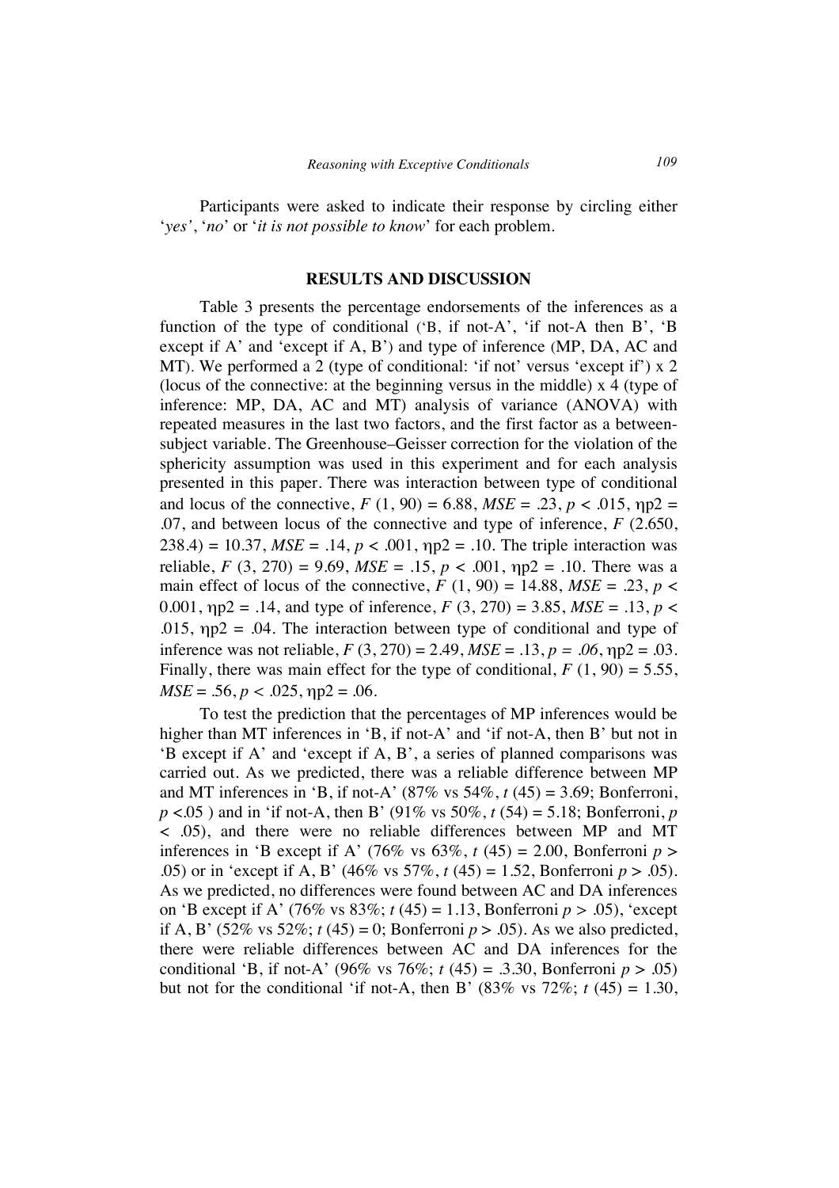Participants were asked to indicate their response by circling either '*yes*', '*no*' or '*it is not possible to know*' for each problem.

## RESULTS AND DISCUSSION

Table 3 presents the percentage endorsements of the inferences as a function of the type of conditional ('B, if not-A', 'if not-A then B', 'B except if A' and 'except if A, B') and type of inference (MP, DA, AC and MT). We performed a 2 (type of conditional: 'if not' versus 'except if') x 2 (locus of the connective: at the beginning versus in the middle) x 4 (type of inference: MP, DA, AC and MT) analysis of variance (ANOVA) with repeated measures in the last two factors, and the first factor as a between-subject variable. The Greenhouse–Geisser correction for the violation of the sphericity assumption was used in this experiment and for each analysis presented in this paper. There was interaction between type of conditional and locus of the connective, $F$ (1, 90) = 6.88, $MSE$ = .23, $p$ < .015, ηp2 = .07, and between locus of the connective and type of inference, $F$ (2.650, 238.4) = 10.37, $MSE$ = .14, $p$ < .001, ηp2 = .10. The triple interaction was reliable, $F$ (3, 270) = 9.69, $MSE$ = .15, $p$ < .001, ηp2 = .10. There was a main effect of locus of the connective, $F$ (1, 90) = 14.88, $MSE$ = .23, $p$ < 0.001, ηp2 = .14, and type of inference, $F$ (3, 270) = 3.85, $MSE$ = .13, $p$ < .015, ηp2 = .04. The interaction between type of conditional and type of inference was not reliable, $F$ (3, 270) = 2.49, $MSE$ = .13, $p$ = *.06*, ηp2 = .03. Finally, there was main effect for the type of conditional, $F$ (1, 90) = 5.55, $MSE$ = .56, $p$ < .025, ηp2 = .06.

To test the prediction that the percentages of MP inferences would be higher than MT inferences in 'B, if not-A' and 'if not-A, then B' but not in 'B except if A' and 'except if A, B', a series of planned comparisons was carried out. As we predicted, there was a reliable difference between MP and MT inferences in 'B, if not-A' (87% vs 54%, $t$ (45) = 3.69; Bonferroni, $p$ <.05 ) and in 'if not-A, then B' (91% vs 50%, $t$ (54) = 5.18; Bonferroni, $p$ < .05), and there were no reliable differences between MP and MT inferences in 'B except if A' (76% vs 63%, $t$ (45) = 2.00, Bonferroni $p$ > .05) or in 'except if A, B' (46% vs 57%, $t$ (45) = 1.52, Bonferroni $p$ > .05). As we predicted, no differences were found between AC and DA inferences on 'B except if A' (76% vs 83%; $t$ (45) = 1.13, Bonferroni $p$ > .05), 'except if A, B' (52% vs 52%; $t$ (45) = 0; Bonferroni $p$ > .05). As we also predicted, there were reliable differences between AC and DA inferences for the conditional 'B, if not-A' (96% vs 76%; $t$ (45) = .3.30, Bonferroni $p$ > .05) but not for the conditional 'if not-A, then B' (83% vs 72%; $t$ (45) = 1.30,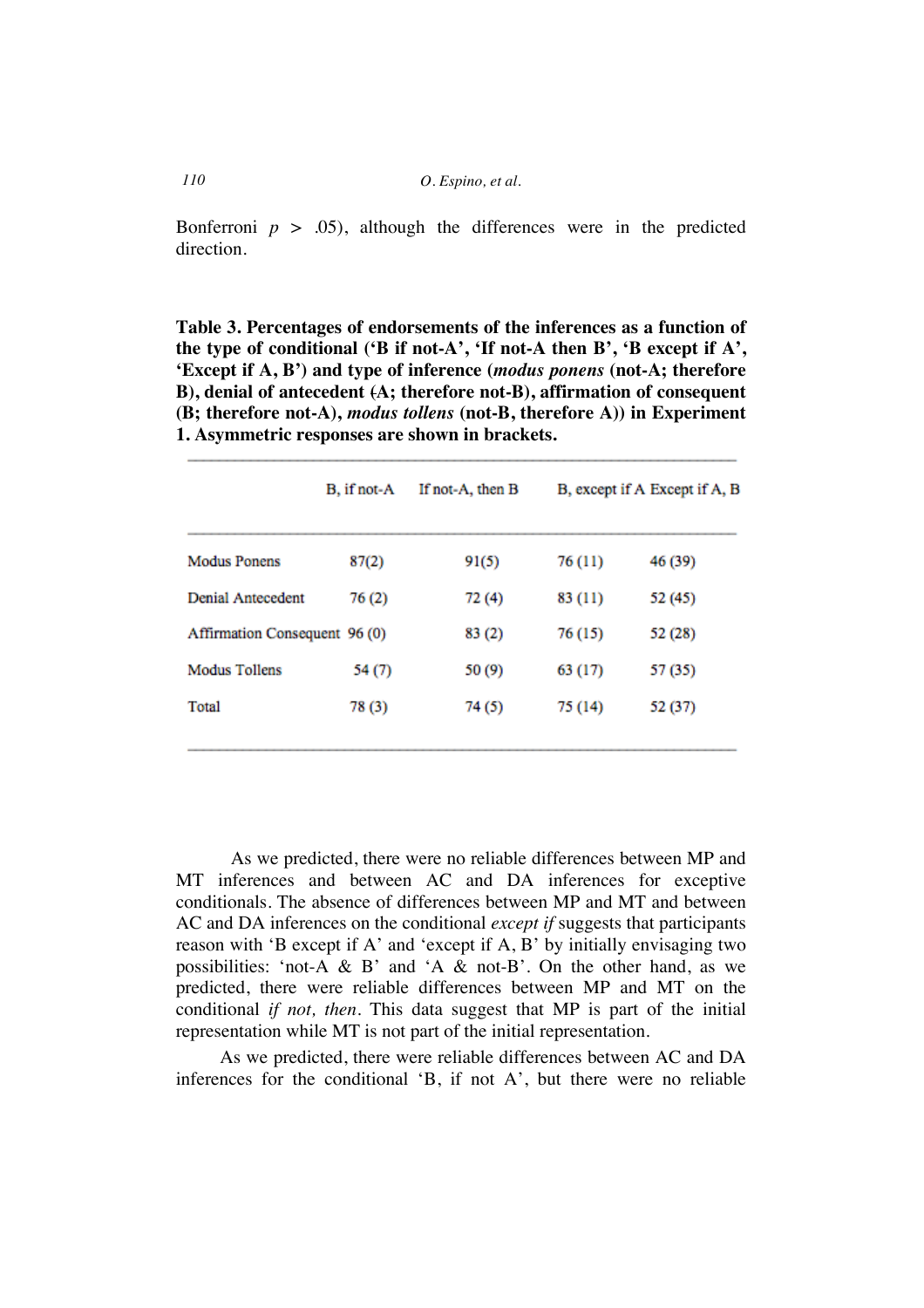Bonferroni $p > .05$), although the differences were in the predicted direction.

**Table 3. Percentages of endorsements of the inferences as a function of the type of conditional ('B if not-A', 'If not-A then B', 'B except if A', 'Except if A, B') and type of inference (*modus ponens* (not-A; therefore B), denial of antecedent (A; therefore not-B), affirmation of consequent (B; therefore not-A), *modus tollens* (not-B, therefore A)) in Experiment 1. Asymmetric responses are shown in brackets.**

| | B, if not-A | If not-A, then B | B, except if A | Except if A, B |
|---|---|---|---|---|
| Modus Ponens | 87(2) | 91(5) | 76 (11) | 46 (39) |
| Denial Antecedent | 76 (2) | 72 (4) | 83 (11) | 52 (45) |
| Affirmation Consequent | 96 (0) | 83 (2) | 76 (15) | 52 (28) |
| Modus Tollens | 54 (7) | 50 (9) | 63 (17) | 57 (35) |
| Total | 78 (3) | 74 (5) | 75 (14) | 52 (37) |

As we predicted, there were no reliable differences between MP and MT inferences and between AC and DA inferences for exceptive conditionals. The absence of differences between MP and MT and between AC and DA inferences on the conditional *except if* suggests that participants reason with 'B except if A' and 'except if A, B' by initially envisaging two possibilities: 'not-A & B' and 'A & not-B'. On the other hand, as we predicted, there were reliable differences between MP and MT on the conditional *if not, then*. This data suggest that MP is part of the initial representation while MT is not part of the initial representation.

As we predicted, there were reliable differences between AC and DA inferences for the conditional 'B, if not A', but there were no reliable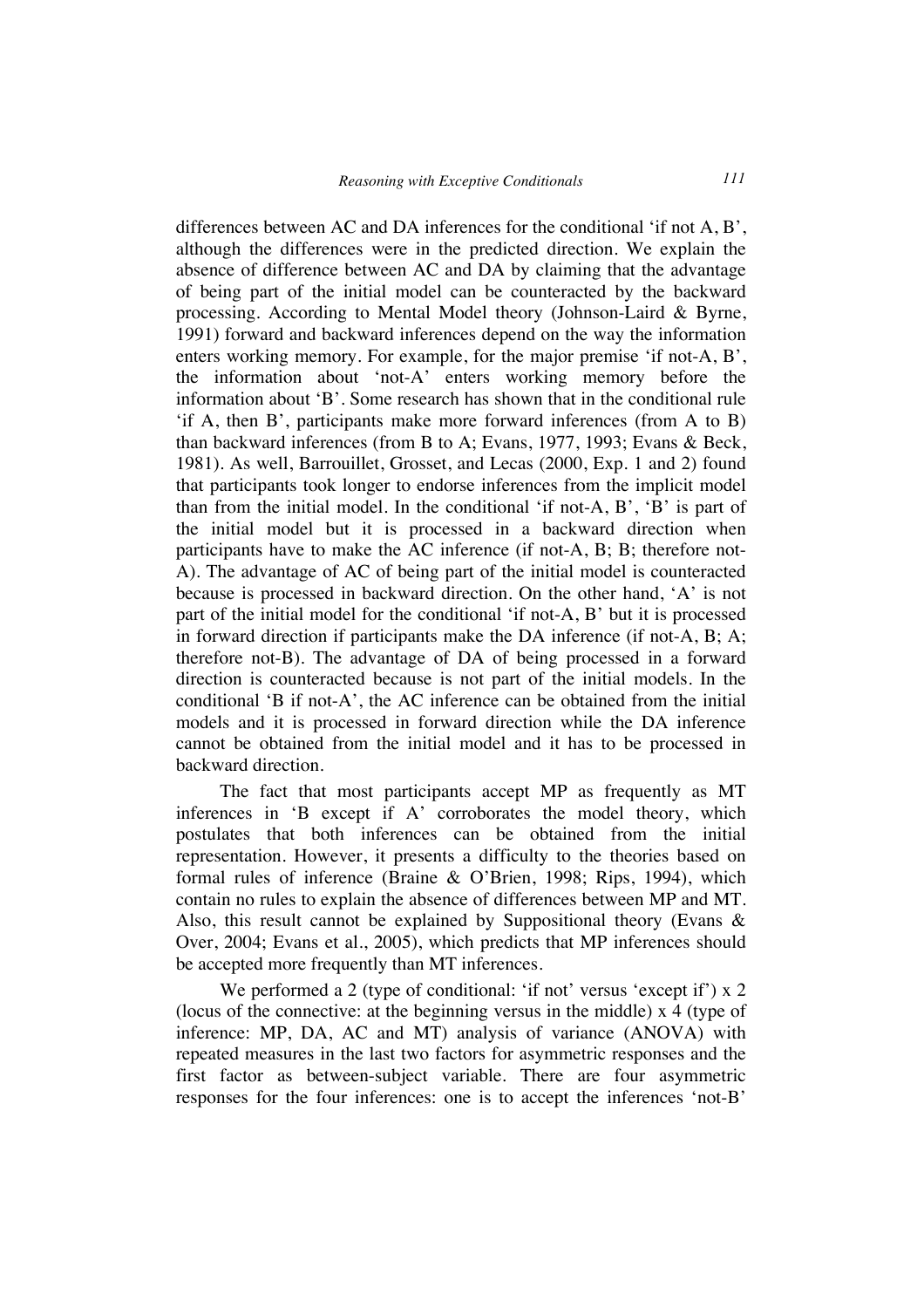differences between AC and DA inferences for the conditional 'if not A, B', although the differences were in the predicted direction. We explain the absence of difference between AC and DA by claiming that the advantage of being part of the initial model can be counteracted by the backward processing. According to Mental Model theory (Johnson-Laird & Byrne, 1991) forward and backward inferences depend on the way the information enters working memory. For example, for the major premise 'if not-A, B', the information about 'not-A' enters working memory before the information about 'B'. Some research has shown that in the conditional rule 'if A, then B', participants make more forward inferences (from A to B) than backward inferences (from B to A; Evans, 1977, 1993; Evans & Beck, 1981). As well, Barrouillet, Grosset, and Lecas (2000, Exp. 1 and 2) found that participants took longer to endorse inferences from the implicit model than from the initial model. In the conditional 'if not-A, B', 'B' is part of the initial model but it is processed in a backward direction when participants have to make the AC inference (if not-A, B; B; therefore not-A). The advantage of AC of being part of the initial model is counteracted because is processed in backward direction. On the other hand, 'A' is not part of the initial model for the conditional 'if not-A, B' but it is processed in forward direction if participants make the DA inference (if not-A, B; A; therefore not-B). The advantage of DA of being processed in a forward direction is counteracted because is not part of the initial models. In the conditional 'B if not-A', the AC inference can be obtained from the initial models and it is processed in forward direction while the DA inference cannot be obtained from the initial model and it has to be processed in backward direction.

The fact that most participants accept MP as frequently as MT inferences in 'B except if A' corroborates the model theory, which postulates that both inferences can be obtained from the initial representation. However, it presents a difficulty to the theories based on formal rules of inference (Braine & O'Brien, 1998; Rips, 1994), which contain no rules to explain the absence of differences between MP and MT. Also, this result cannot be explained by Suppositional theory (Evans & Over, 2004; Evans et al., 2005), which predicts that MP inferences should be accepted more frequently than MT inferences.

We performed a 2 (type of conditional: 'if not' versus 'except if') x 2 (locus of the connective: at the beginning versus in the middle) x 4 (type of inference: MP, DA, AC and MT) analysis of variance (ANOVA) with repeated measures in the last two factors for asymmetric responses and the first factor as between-subject variable. There are four asymmetric responses for the four inferences: one is to accept the inferences 'not-B'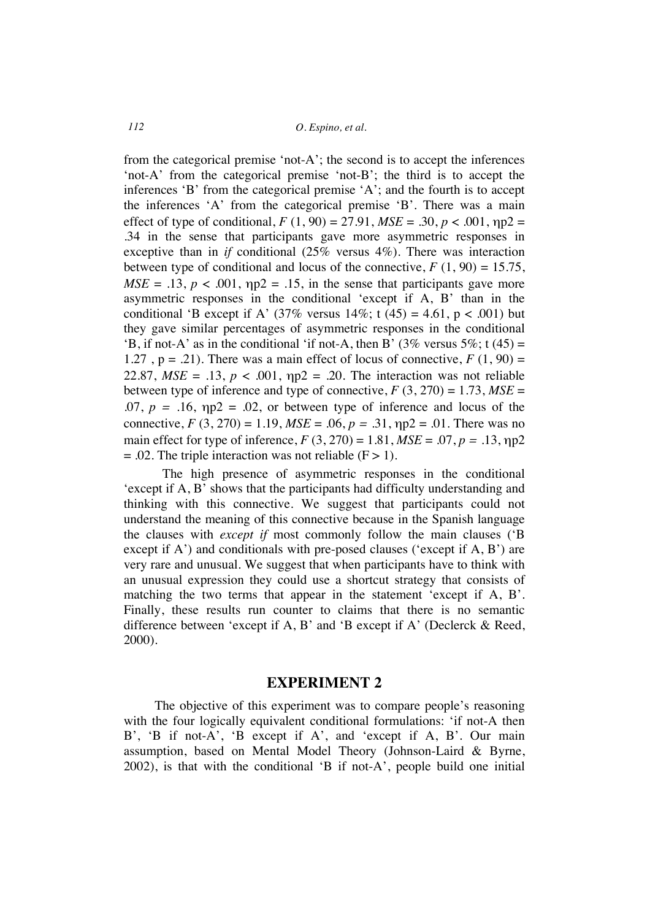from the categorical premise 'not-A'; the second is to accept the inferences 'not-A' from the categorical premise 'not-B'; the third is to accept the inferences 'B' from the categorical premise 'A'; and the fourth is to accept the inferences 'A' from the categorical premise 'B'. There was a main effect of type of conditional, $F$ (1, 90) = 27.91, $MSE$ = .30, $p$ < .001, ηp2 = .34 in the sense that participants gave more asymmetric responses in exceptive than in *if* conditional (25% versus 4%). There was interaction between type of conditional and locus of the connective, $F$ (1, 90) = 15.75, $MSE$ = .13, $p$ < .001, ηp2 = .15, in the sense that participants gave more asymmetric responses in the conditional 'except if A, B' than in the conditional 'B except if A' (37% versus 14%; t (45) = 4.61, p < .001) but they gave similar percentages of asymmetric responses in the conditional 'B, if not-A' as in the conditional 'if not-A, then B' (3% versus 5%; t (45) = 1.27 , p = .21). There was a main effect of locus of connective, $F$ (1, 90) = 22.87, $MSE$ = .13, $p$ < .001, ηp2 = .20. The interaction was not reliable between type of inference and type of connective, $F$ (3, 270) = 1.73, $MSE$ = .07, $p$ = .16, ηp2 = .02, or between type of inference and locus of the connective, $F$ (3, 270) = 1.19, $MSE$ = .06, $p$ = .31, ηp2 = .01. There was no main effect for type of inference, $F$ (3, 270) = 1.81, $MSE$ = .07, $p$ = .13, ηp2 = .02. The triple interaction was not reliable (F > 1).

The high presence of asymmetric responses in the conditional 'except if A, B' shows that the participants had difficulty understanding and thinking with this connective. We suggest that participants could not understand the meaning of this connective because in the Spanish language the clauses with *except if* most commonly follow the main clauses ('B except if A') and conditionals with pre-posed clauses ('except if A, B') are very rare and unusual. We suggest that when participants have to think with an unusual expression they could use a shortcut strategy that consists of matching the two terms that appear in the statement 'except if A, B'. Finally, these results run counter to claims that there is no semantic difference between 'except if A, B' and 'B except if A' (Declerck & Reed, 2000).

## EXPERIMENT 2

The objective of this experiment was to compare people's reasoning with the four logically equivalent conditional formulations: 'if not-A then B', 'B if not-A', 'B except if A', and 'except if A, B'. Our main assumption, based on Mental Model Theory (Johnson-Laird & Byrne, 2002), is that with the conditional 'B if not-A', people build one initial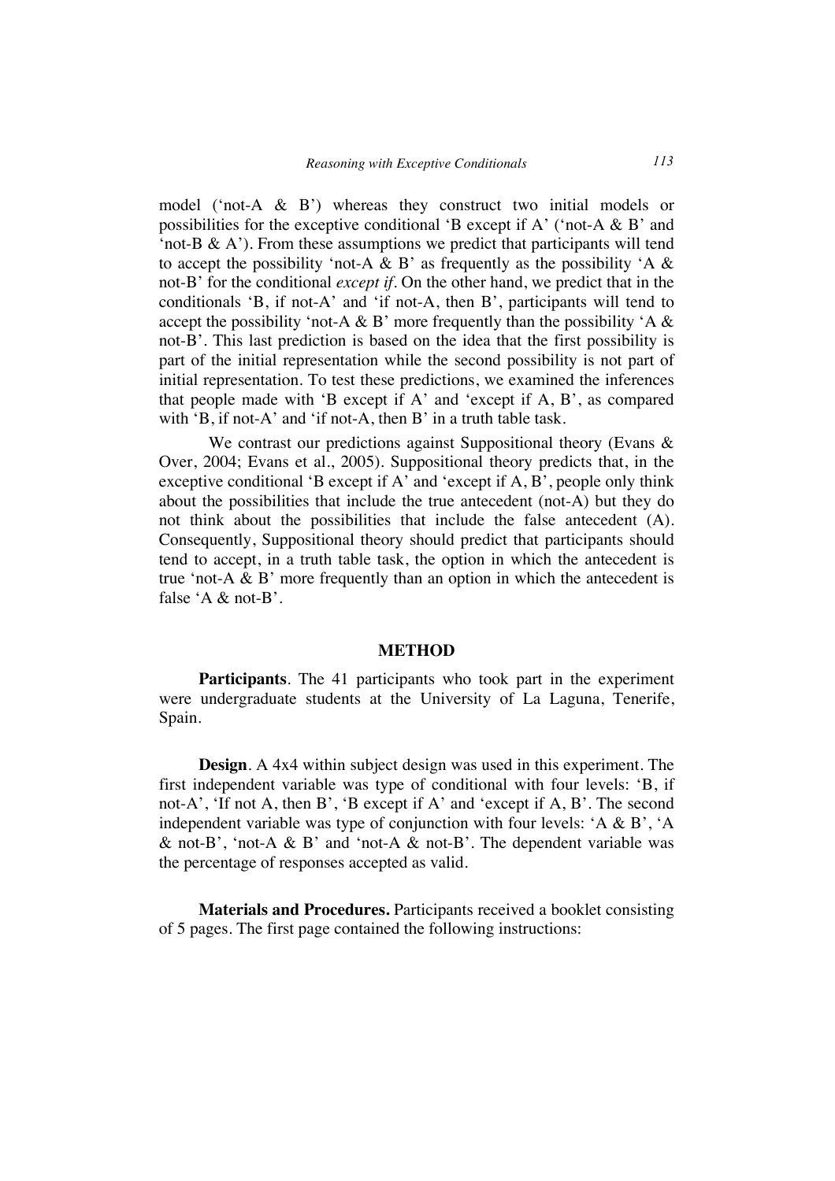model ('not-A & B') whereas they construct two initial models or possibilities for the exceptive conditional 'B except if A' ('not-A & B' and 'not-B & A'). From these assumptions we predict that participants will tend to accept the possibility 'not-A & B' as frequently as the possibility 'A & not-B' for the conditional *except if*. On the other hand, we predict that in the conditionals 'B, if not-A' and 'if not-A, then B', participants will tend to accept the possibility 'not-A & B' more frequently than the possibility 'A & not-B'. This last prediction is based on the idea that the first possibility is part of the initial representation while the second possibility is not part of initial representation. To test these predictions, we examined the inferences that people made with 'B except if A' and 'except if A, B', as compared with 'B, if not-A' and 'if not-A, then B' in a truth table task.

We contrast our predictions against Suppositional theory (Evans & Over, 2004; Evans et al., 2005). Suppositional theory predicts that, in the exceptive conditional 'B except if A' and 'except if A, B', people only think about the possibilities that include the true antecedent (not-A) but they do not think about the possibilities that include the false antecedent (A). Consequently, Suppositional theory should predict that participants should tend to accept, in a truth table task, the option in which the antecedent is true 'not-A & B' more frequently than an option in which the antecedent is false 'A & not-B'.

## METHOD

**Participants**. The 41 participants who took part in the experiment were undergraduate students at the University of La Laguna, Tenerife, Spain.

**Design**. A 4x4 within subject design was used in this experiment. The first independent variable was type of conditional with four levels: 'B, if not-A', 'If not A, then B', 'B except if A' and 'except if A, B'. The second independent variable was type of conjunction with four levels: 'A & B', 'A & not-B', 'not-A & B' and 'not-A & not-B'. The dependent variable was the percentage of responses accepted as valid.

**Materials and Procedures.** Participants received a booklet consisting of 5 pages. The first page contained the following instructions: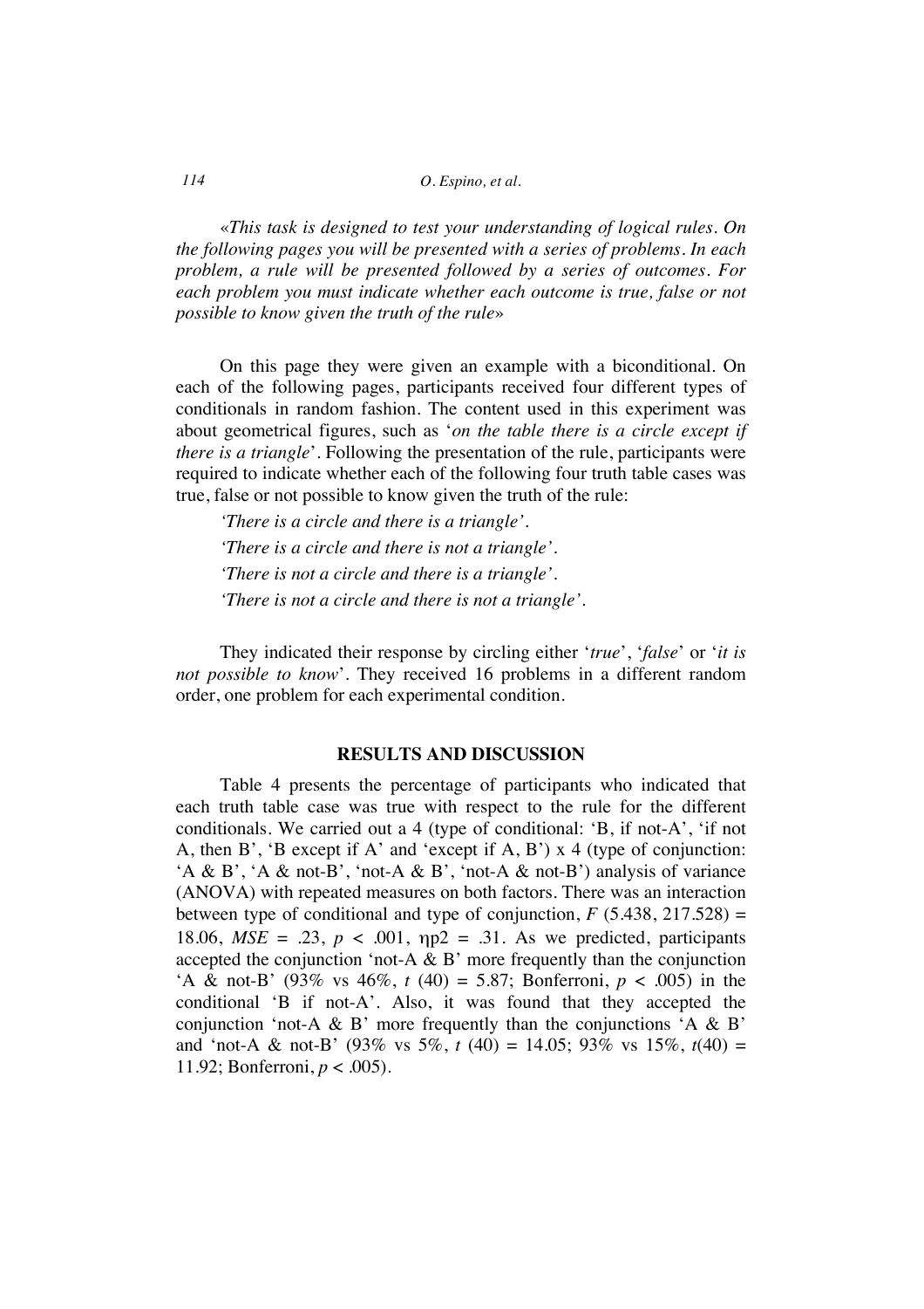«*This task is designed to test your understanding of logical rules. On the following pages you will be presented with a series of problems. In each problem, a rule will be presented followed by a series of outcomes. For each problem you must indicate whether each outcome is true, false or not possible to know given the truth of the rule*»

On this page they were given an example with a biconditional. On each of the following pages, participants received four different types of conditionals in random fashion. The content used in this experiment was about geometrical figures, such as '*on the table there is a circle except if there is a triangle*'. Following the presentation of the rule, participants were required to indicate whether each of the following four truth table cases was true, false or not possible to know given the truth of the rule:

*'There is a circle and there is a triangle'.*

*'There is a circle and there is not a triangle'.*

*'There is not a circle and there is a triangle'.*

*'There is not a circle and there is not a triangle'.*

They indicated their response by circling either '*true*', '*false*' or '*it is not possible to know*'. They received 16 problems in a different random order, one problem for each experimental condition.

## RESULTS AND DISCUSSION

Table 4 presents the percentage of participants who indicated that each truth table case was true with respect to the rule for the different conditionals. We carried out a 4 (type of conditional: 'B, if not-A', 'if not A, then B', 'B except if A' and 'except if A, B') x 4 (type of conjunction: 'A & B', 'A & not-B', 'not-A & B', 'not-A & not-B') analysis of variance (ANOVA) with repeated measures on both factors. There was an interaction between type of conditional and type of conjunction, $F$ (5.438, 217.528) = 18.06, $MSE$ = .23, $p < .001$, $\eta p2$ = .31. As we predicted, participants accepted the conjunction 'not-A & B' more frequently than the conjunction 'A & not-B' (93% vs 46%, $t$ (40) = 5.87; Bonferroni, $p < .005$) in the conditional 'B if not-A'. Also, it was found that they accepted the conjunction 'not-A & B' more frequently than the conjunctions 'A & B' and 'not-A & not-B' (93% vs 5%, $t$ (40) = 14.05; 93% vs 15%, $t$(40) = 11.92; Bonferroni, $p < .005$).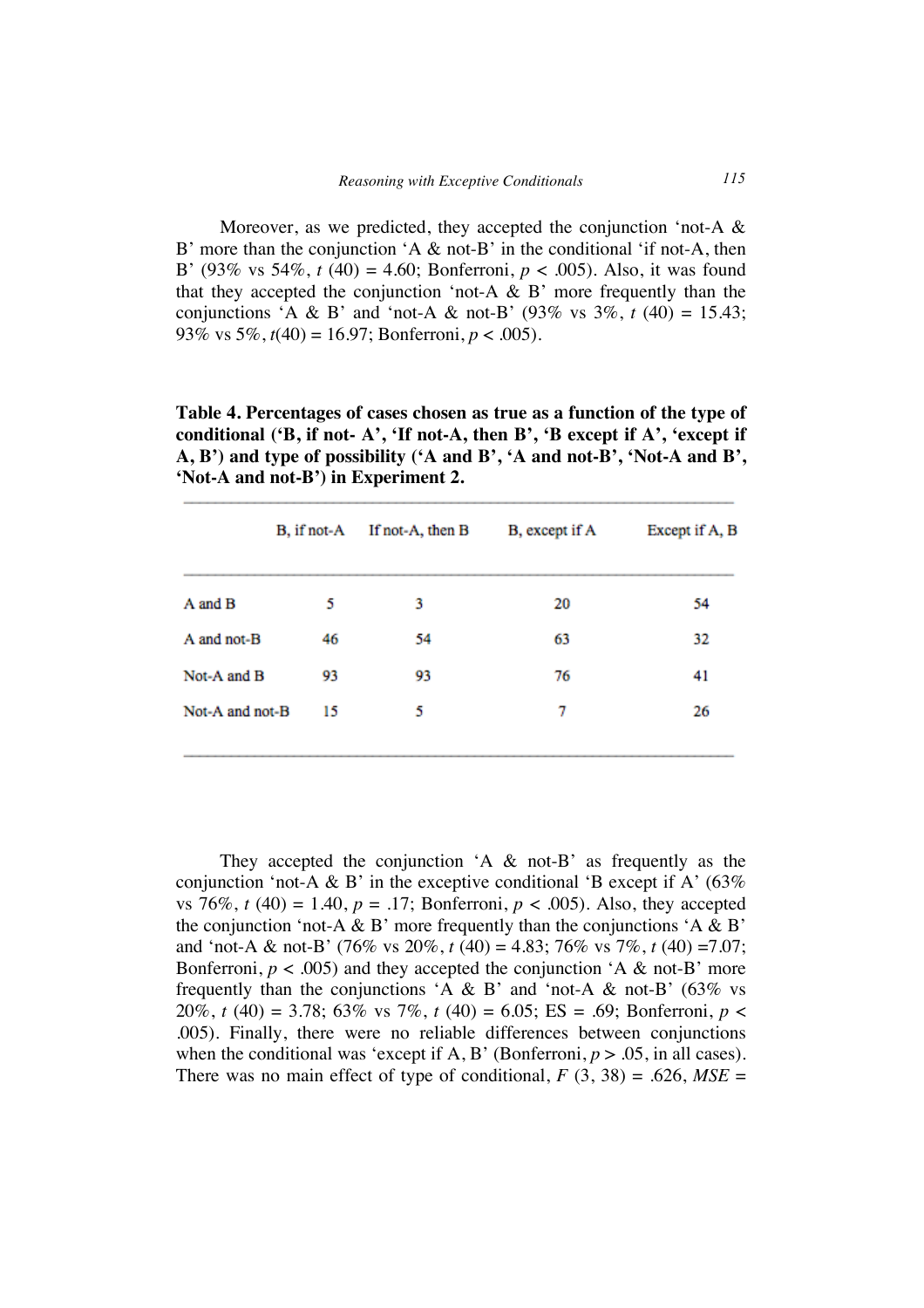Moreover, as we predicted, they accepted the conjunction 'not-A & B' more than the conjunction 'A & not-B' in the conditional 'if not-A, then B' (93% vs 54%, $t$ (40) = 4.60; Bonferroni, $p$ < .005). Also, it was found that they accepted the conjunction 'not-A & B' more frequently than the conjunctions 'A & B' and 'not-A & not-B' (93% vs 3%, $t$ (40) = 15.43; 93% vs 5%, $t$(40) = 16.97; Bonferroni, $p$ < .005).

**Table 4. Percentages of cases chosen as true as a function of the type of conditional ('B, if not- A', 'If not-A, then B', 'B except if A', 'except if A, B') and type of possibility ('A and B', 'A and not-B', 'Not-A and B', 'Not-A and not-B') in Experiment 2.**

| | B, if not-A | If not-A, then B | B, except if A | Except if A, B |
|---|---|---|---|---|
| A and B | 5 | 3 | 20 | 54 |
| A and not-B | 46 | 54 | 63 | 32 |
| Not-A and B | 93 | 93 | 76 | 41 |
| Not-A and not-B | 15 | 5 | 7 | 26 |

They accepted the conjunction 'A & not-B' as frequently as the conjunction 'not-A & B' in the exceptive conditional 'B except if A' (63% vs 76%, $t$ (40) = 1.40, $p$ = .17; Bonferroni, $p$ < .005). Also, they accepted the conjunction 'not-A & B' more frequently than the conjunctions 'A & B' and 'not-A & not-B' (76% vs 20%, $t$ (40) = 4.83; 76% vs 7%, $t$ (40) =7.07; Bonferroni, $p$ < .005) and they accepted the conjunction 'A & not-B' more frequently than the conjunctions 'A & B' and 'not-A & not-B' (63% vs 20%, $t$ (40) = 3.78; 63% vs 7%, $t$ (40) = 6.05; ES = .69; Bonferroni, $p$ < .005). Finally, there were no reliable differences between conjunctions when the conditional was 'except if A, B' (Bonferroni, $p$ > .05, in all cases). There was no main effect of type of conditional, $F$ (3, 38) = .626, $MSE$ =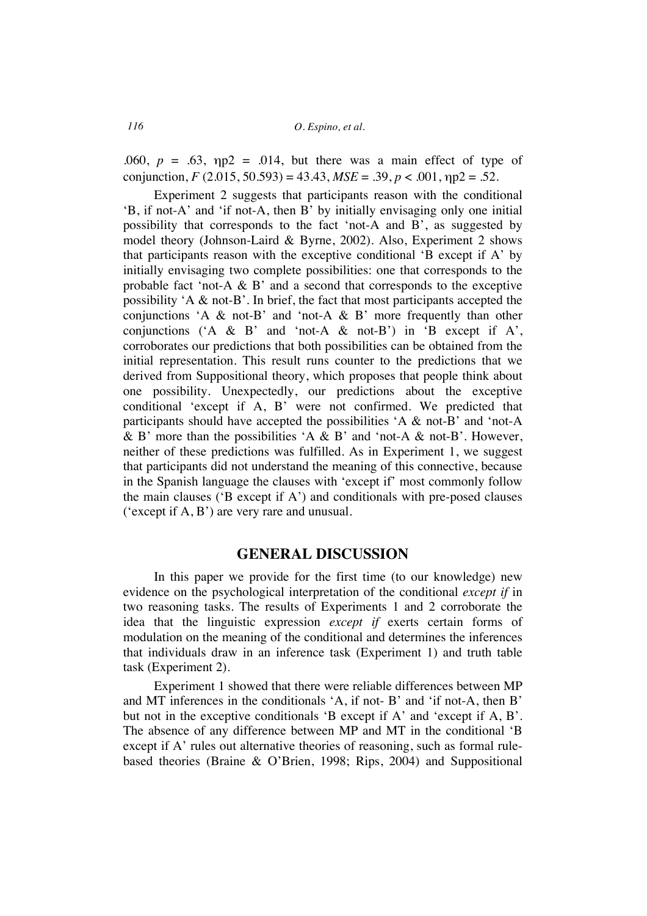.060, $p$ = .63, ηp2 = .014, but there was a main effect of type of conjunction, $F$ (2.015, 50.593) = 43.43, $MSE$ = .39, $p$ < .001, ηp2 = .52.

Experiment 2 suggests that participants reason with the conditional 'B, if not-A' and 'if not-A, then B' by initially envisaging only one initial possibility that corresponds to the fact 'not-A and B', as suggested by model theory (Johnson-Laird & Byrne, 2002). Also, Experiment 2 shows that participants reason with the exceptive conditional 'B except if A' by initially envisaging two complete possibilities: one that corresponds to the probable fact 'not-A & B' and a second that corresponds to the exceptive possibility 'A & not-B'. In brief, the fact that most participants accepted the conjunctions 'A & not-B' and 'not-A & B' more frequently than other conjunctions ('A & B' and 'not-A & not-B') in 'B except if A', corroborates our predictions that both possibilities can be obtained from the initial representation. This result runs counter to the predictions that we derived from Suppositional theory, which proposes that people think about one possibility. Unexpectedly, our predictions about the exceptive conditional 'except if A, B' were not confirmed. We predicted that participants should have accepted the possibilities 'A & not-B' and 'not-A & B' more than the possibilities 'A & B' and 'not-A & not-B'. However, neither of these predictions was fulfilled. As in Experiment 1, we suggest that participants did not understand the meaning of this connective, because in the Spanish language the clauses with 'except if' most commonly follow the main clauses ('B except if A') and conditionals with pre-posed clauses ('except if A, B') are very rare and unusual.

## GENERAL DISCUSSION

In this paper we provide for the first time (to our knowledge) new evidence on the psychological interpretation of the conditional *except if* in two reasoning tasks. The results of Experiments 1 and 2 corroborate the idea that the linguistic expression *except if* exerts certain forms of modulation on the meaning of the conditional and determines the inferences that individuals draw in an inference task (Experiment 1) and truth table task (Experiment 2).

Experiment 1 showed that there were reliable differences between MP and MT inferences in the conditionals 'A, if not- B' and 'if not-A, then B' but not in the exceptive conditionals 'B except if A' and 'except if A, B'. The absence of any difference between MP and MT in the conditional 'B except if A' rules out alternative theories of reasoning, such as formal rule-based theories (Braine & O'Brien, 1998; Rips, 2004) and Suppositional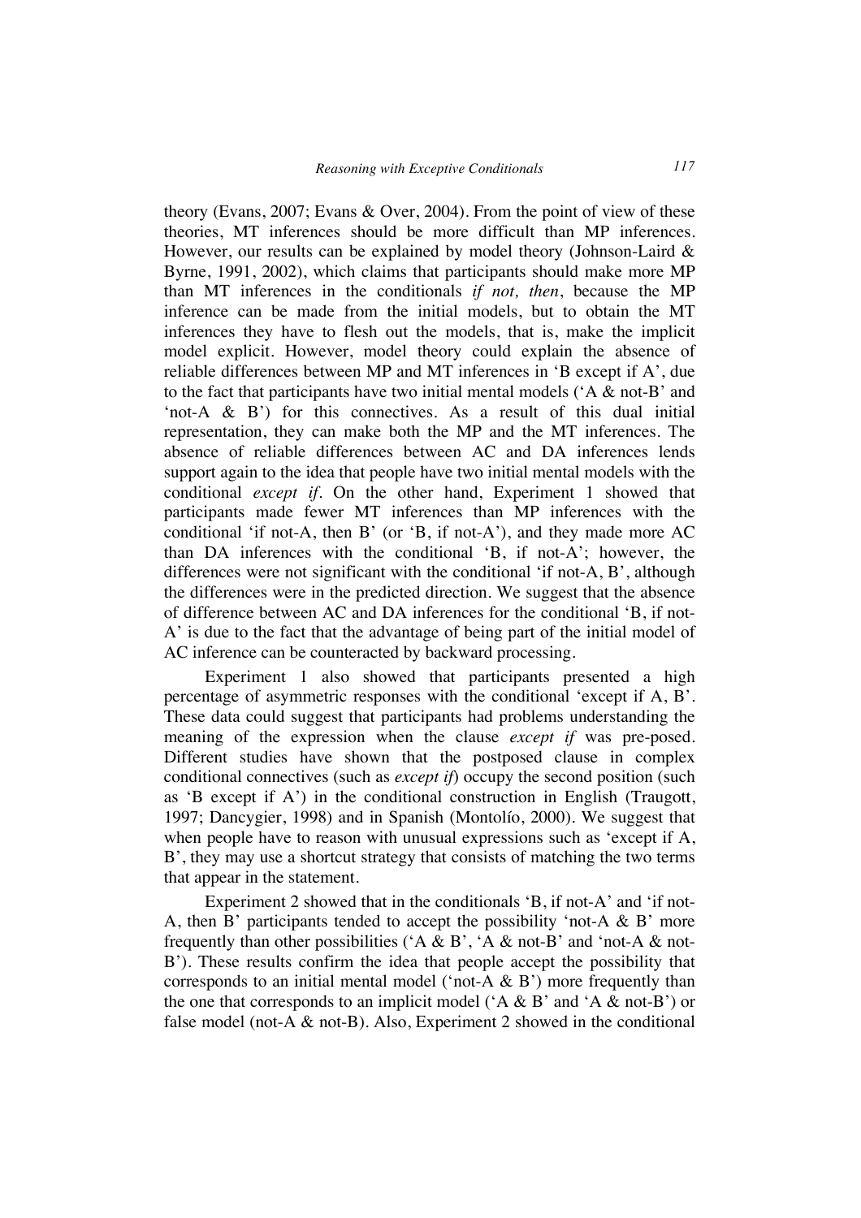theory (Evans, 2007; Evans & Over, 2004). From the point of view of these theories, MT inferences should be more difficult than MP inferences. However, our results can be explained by model theory (Johnson-Laird & Byrne, 1991, 2002), which claims that participants should make more MP than MT inferences in the conditionals *if not, then*, because the MP inference can be made from the initial models, but to obtain the MT inferences they have to flesh out the models, that is, make the implicit model explicit. However, model theory could explain the absence of reliable differences between MP and MT inferences in 'B except if A', due to the fact that participants have two initial mental models ('A & not-B' and 'not-A & B') for this connectives. As a result of this dual initial representation, they can make both the MP and the MT inferences. The absence of reliable differences between AC and DA inferences lends support again to the idea that people have two initial mental models with the conditional *except if*. On the other hand, Experiment 1 showed that participants made fewer MT inferences than MP inferences with the conditional 'if not-A, then B' (or 'B, if not-A'), and they made more AC than DA inferences with the conditional 'B, if not-A'; however, the differences were not significant with the conditional 'if not-A, B', although the differences were in the predicted direction. We suggest that the absence of difference between AC and DA inferences for the conditional 'B, if not-A' is due to the fact that the advantage of being part of the initial model of AC inference can be counteracted by backward processing.

Experiment 1 also showed that participants presented a high percentage of asymmetric responses with the conditional 'except if A, B'. These data could suggest that participants had problems understanding the meaning of the expression when the clause *except if* was pre-posed. Different studies have shown that the postposed clause in complex conditional connectives (such as *except if*) occupy the second position (such as 'B except if A') in the conditional construction in English (Traugott, 1997; Dancygier, 1998) and in Spanish (Montolío, 2000). We suggest that when people have to reason with unusual expressions such as 'except if A, B', they may use a shortcut strategy that consists of matching the two terms that appear in the statement.

Experiment 2 showed that in the conditionals 'B, if not-A' and 'if not-A, then B' participants tended to accept the possibility 'not-A & B' more frequently than other possibilities ('A & B', 'A & not-B' and 'not-A & not-B'). These results confirm the idea that people accept the possibility that corresponds to an initial mental model ('not-A & B') more frequently than the one that corresponds to an implicit model ('A & B' and 'A & not-B') or false model (not-A & not-B). Also, Experiment 2 showed in the conditional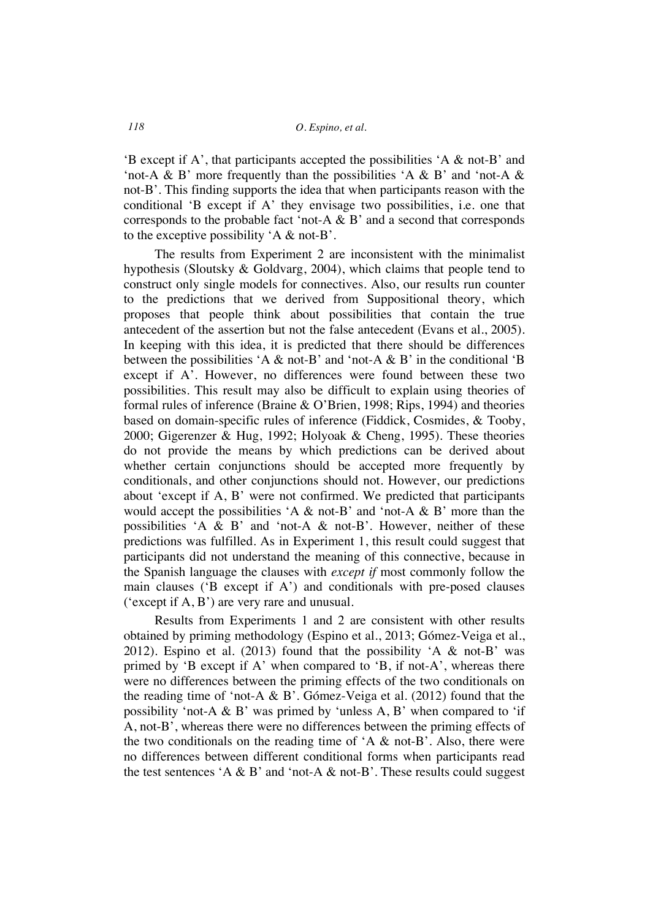'B except if A', that participants accepted the possibilities 'A & not-B' and 'not-A & B' more frequently than the possibilities 'A & B' and 'not-A & not-B'. This finding supports the idea that when participants reason with the conditional 'B except if A' they envisage two possibilities, i.e. one that corresponds to the probable fact 'not-A & B' and a second that corresponds to the exceptive possibility 'A & not-B'.

The results from Experiment 2 are inconsistent with the minimalist hypothesis (Sloutsky & Goldvarg, 2004), which claims that people tend to construct only single models for connectives. Also, our results run counter to the predictions that we derived from Suppositional theory, which proposes that people think about possibilities that contain the true antecedent of the assertion but not the false antecedent (Evans et al., 2005). In keeping with this idea, it is predicted that there should be differences between the possibilities 'A & not-B' and 'not-A & B' in the conditional 'B except if A'. However, no differences were found between these two possibilities. This result may also be difficult to explain using theories of formal rules of inference (Braine & O'Brien, 1998; Rips, 1994) and theories based on domain-specific rules of inference (Fiddick, Cosmides, & Tooby, 2000; Gigerenzer & Hug, 1992; Holyoak & Cheng, 1995). These theories do not provide the means by which predictions can be derived about whether certain conjunctions should be accepted more frequently by conditionals, and other conjunctions should not. However, our predictions about 'except if A, B' were not confirmed. We predicted that participants would accept the possibilities 'A & not-B' and 'not-A & B' more than the possibilities 'A & B' and 'not-A & not-B'. However, neither of these predictions was fulfilled. As in Experiment 1, this result could suggest that participants did not understand the meaning of this connective, because in the Spanish language the clauses with *except if* most commonly follow the main clauses ('B except if A') and conditionals with pre-posed clauses ('except if A, B') are very rare and unusual.

Results from Experiments 1 and 2 are consistent with other results obtained by priming methodology (Espino et al., 2013; Gómez-Veiga et al., 2012). Espino et al. (2013) found that the possibility 'A & not-B' was primed by 'B except if A' when compared to 'B, if not-A', whereas there were no differences between the priming effects of the two conditionals on the reading time of 'not-A & B'. Gómez-Veiga et al. (2012) found that the possibility 'not-A & B' was primed by 'unless A, B' when compared to 'if A, not-B', whereas there were no differences between the priming effects of the two conditionals on the reading time of 'A & not-B'. Also, there were no differences between different conditional forms when participants read the test sentences 'A & B' and 'not-A & not-B'. These results could suggest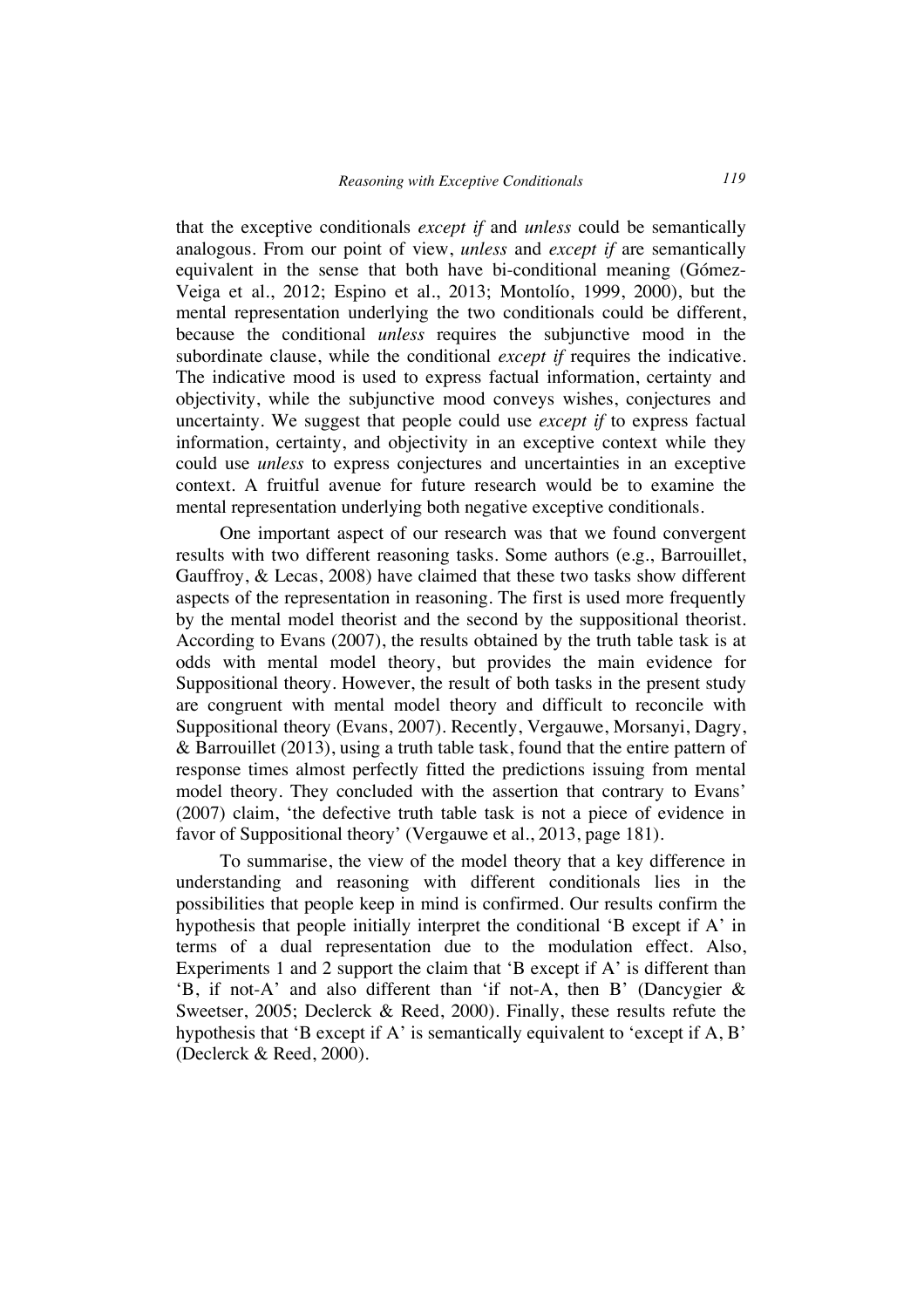that the exceptive conditionals *except if* and *unless* could be semantically analogous. From our point of view, *unless* and *except if* are semantically equivalent in the sense that both have bi-conditional meaning (Gómez-Veiga et al., 2012; Espino et al., 2013; Montolío, 1999, 2000), but the mental representation underlying the two conditionals could be different, because the conditional *unless* requires the subjunctive mood in the subordinate clause, while the conditional *except if* requires the indicative. The indicative mood is used to express factual information, certainty and objectivity, while the subjunctive mood conveys wishes, conjectures and uncertainty. We suggest that people could use *except if* to express factual information, certainty, and objectivity in an exceptive context while they could use *unless* to express conjectures and uncertainties in an exceptive context. A fruitful avenue for future research would be to examine the mental representation underlying both negative exceptive conditionals.

One important aspect of our research was that we found convergent results with two different reasoning tasks. Some authors (e.g., Barrouillet, Gauffroy, & Lecas, 2008) have claimed that these two tasks show different aspects of the representation in reasoning. The first is used more frequently by the mental model theorist and the second by the suppositional theorist. According to Evans (2007), the results obtained by the truth table task is at odds with mental model theory, but provides the main evidence for Suppositional theory. However, the result of both tasks in the present study are congruent with mental model theory and difficult to reconcile with Suppositional theory (Evans, 2007). Recently, Vergauwe, Morsanyi, Dagry, & Barrouillet (2013), using a truth table task, found that the entire pattern of response times almost perfectly fitted the predictions issuing from mental model theory. They concluded with the assertion that contrary to Evans' (2007) claim, 'the defective truth table task is not a piece of evidence in favor of Suppositional theory' (Vergauwe et al., 2013, page 181).

To summarise, the view of the model theory that a key difference in understanding and reasoning with different conditionals lies in the possibilities that people keep in mind is confirmed. Our results confirm the hypothesis that people initially interpret the conditional 'B except if A' in terms of a dual representation due to the modulation effect. Also, Experiments 1 and 2 support the claim that 'B except if A' is different than 'B, if not-A' and also different than 'if not-A, then B' (Dancygier & Sweetser, 2005; Declerck & Reed, 2000). Finally, these results refute the hypothesis that 'B except if A' is semantically equivalent to 'except if A, B' (Declerck & Reed, 2000).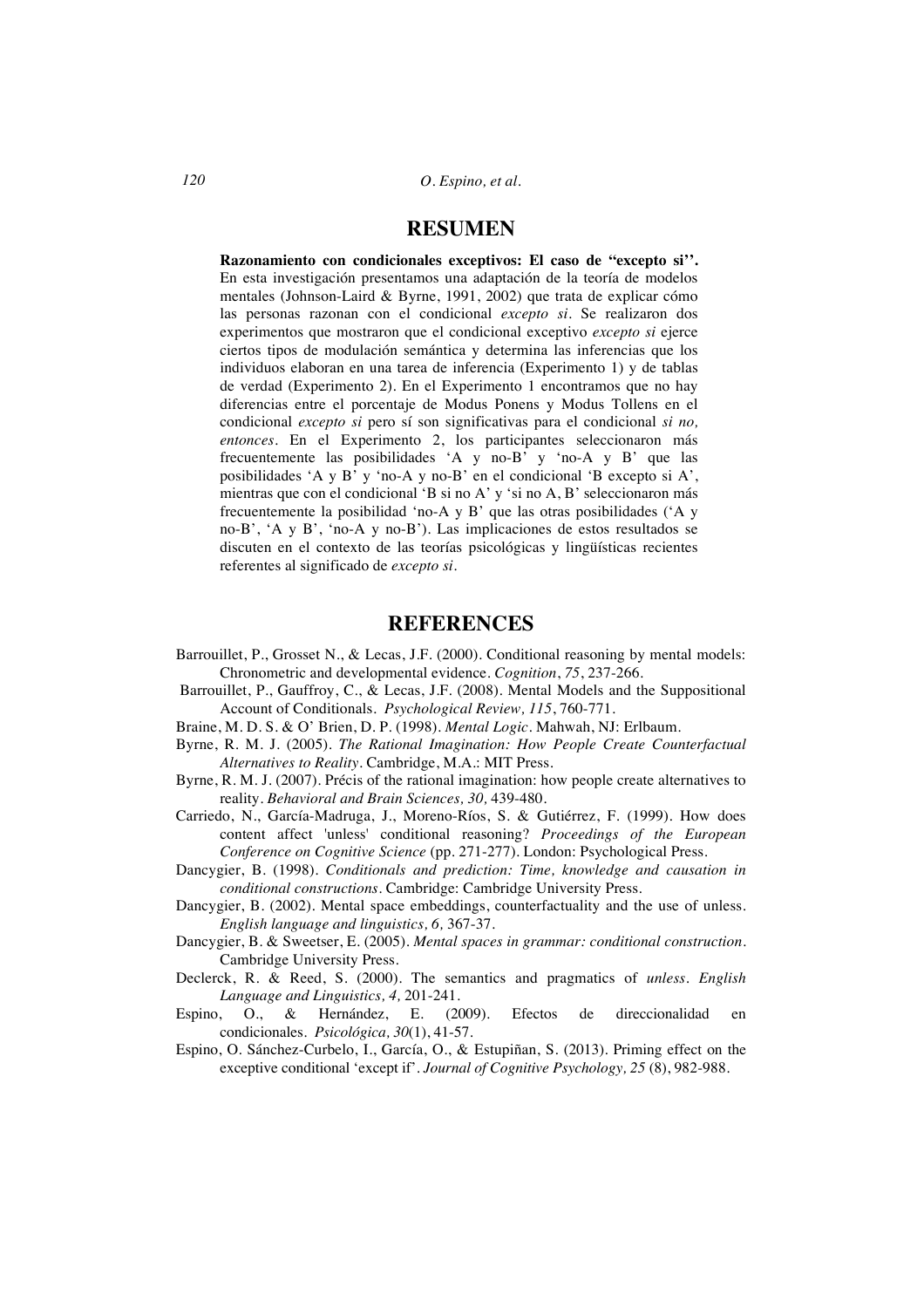## RESUMEN

**Razonamiento con condicionales exceptivos: El caso de "excepto si''.** En esta investigación presentamos una adaptación de la teoría de modelos mentales (Johnson-Laird & Byrne, 1991, 2002) que trata de explicar cómo las personas razonan con el condicional *excepto si*. Se realizaron dos experimentos que mostraron que el condicional exceptivo *excepto si* ejerce ciertos tipos de modulación semántica y determina las inferencias que los individuos elaboran en una tarea de inferencia (Experimento 1) y de tablas de verdad (Experimento 2). En el Experimento 1 encontramos que no hay diferencias entre el porcentaje de Modus Ponens y Modus Tollens en el condicional *excepto si* pero sí son significativas para el condicional *si no, entonces*. En el Experimento 2, los participantes seleccionaron más frecuentemente las posibilidades 'A y no-B' y 'no-A y B' que las posibilidades 'A y B' y 'no-A y no-B' en el condicional 'B excepto si A', mientras que con el condicional 'B si no A' y 'si no A, B' seleccionaron más frecuentemente la posibilidad 'no-A y B' que las otras posibilidades ('A y no-B', 'A y B', 'no-A y no-B'). Las implicaciones de estos resultados se discuten en el contexto de las teorías psicológicas y lingüísticas recientes referentes al significado de *excepto si*.

## REFERENCES

Barrouillet, P., Grosset N., & Lecas, J.F. (2000). Conditional reasoning by mental models: Chronometric and developmental evidence. *Cognition*, *75*, 237-266.

Barrouillet, P., Gauffroy, C., & Lecas, J.F. (2008). Mental Models and the Suppositional Account of Conditionals. *Psychological Review, 115*, 760-771.

Braine, M. D. S. & O' Brien, D. P. (1998). *Mental Logic*. Mahwah, NJ: Erlbaum.

Byrne, R. M. J. (2005). *The Rational Imagination: How People Create Counterfactual Alternatives to Reality*. Cambridge, M.A.: MIT Press.

Byrne, R. M. J. (2007). Précis of the rational imagination: how people create alternatives to reality. *Behavioral and Brain Sciences, 30,* 439-480.

Carriedo, N., García-Madruga, J., Moreno-Ríos, S. & Gutiérrez, F. (1999). How does content affect 'unless' conditional reasoning? *Proceedings of the European Conference on Cognitive Science* (pp. 271-277). London: Psychological Press.

Dancygier, B. (1998). *Conditionals and prediction: Time, knowledge and causation in conditional constructions*. Cambridge: Cambridge University Press.

Dancygier, B. (2002). Mental space embeddings, counterfactuality and the use of unless. *English language and linguistics, 6,* 367-37.

Dancygier, B. & Sweetser, E. (2005). *Mental spaces in grammar: conditional construction*. Cambridge University Press.

Declerck, R. & Reed, S. (2000). The semantics and pragmatics of *unless*. *English Language and Linguistics, 4,* 201-241.

Espino, O., & Hernández, E. (2009). Efectos de direccionalidad en condicionales. *Psicológica, 30*(1), 41-57.

Espino, O. Sánchez-Curbelo, I., García, O., & Estupiñan, S. (2013). Priming effect on the exceptive conditional 'except if'. *Journal of Cognitive Psychology, 25* (8), 982-988.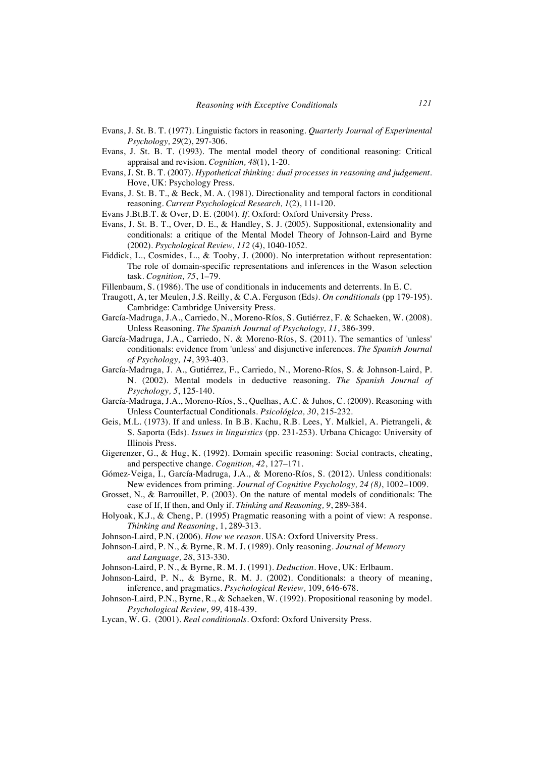Evans, J. St. B. T. (1977). Linguistic factors in reasoning. *Quarterly Journal of Experimental Psychology, 29*(2), 297-306.

Evans, J. St. B. T. (1993). The mental model theory of conditional reasoning: Critical appraisal and revision. *Cognition, 48*(1), 1-20.

Evans, J. St. B. T. (2007). *Hypothetical thinking: dual processes in reasoning and judgement*. Hove, UK: Psychology Press.

Evans, J. St. B. T., & Beck, M. A. (1981). Directionality and temporal factors in conditional reasoning. *Current Psychological Research, 1*(2), 111-120.

Evans J.Bt.B.T. & Over, D. E. (2004). *If*. Oxford: Oxford University Press.

Evans, J. St. B. T., Over, D. E., & Handley, S. J. (2005). Suppositional, extensionality and conditionals: a critique of the Mental Model Theory of Johnson-Laird and Byrne (2002). *Psychological Review, 112* (4), 1040-1052.

Fiddick, L., Cosmides, L., & Tooby, J. (2000). No interpretation without representation: The role of domain-specific representations and inferences in the Wason selection task. *Cognition, 75*, 1–79.

Fillenbaum, S. (1986). The use of conditionals in inducements and deterrents. In E. C.

Traugott, A, ter Meulen, J.S. Reilly, & C.A. Ferguson (Eds*). On conditionals* (pp 179-195). Cambridge: Cambridge University Press.

García-Madruga, J.A., Carriedo, N., Moreno-Ríos, S. Gutiérrez, F. & Schaeken, W. (2008). Unless Reasoning. *The Spanish Journal of Psychology, 11*, 386-399.

García-Madruga, J.A., Carriedo, N. & Moreno-Ríos, S. (2011). The semantics of 'unless' conditionals: evidence from 'unless' and disjunctive inferences. *The Spanish Journal of Psychology, 14*, 393-403.

García-Madruga, J. A., Gutiérrez, F., Carriedo, N., Moreno-Ríos, S. & Johnson-Laird, P. N. (2002). Mental models in deductive reasoning. *The Spanish Journal of Psychology, 5*, 125-140.

García-Madruga, J.A., Moreno-Ríos, S., Quelhas, A.C. & Juhos, C. (2009). Reasoning with Unless Counterfactual Conditionals. *Psicológica, 30*, 215-232.

Geis, M.L. (1973). If and unless. In B.B. Kachu, R.B. Lees, Y. Malkiel, A. Pietrangeli, & S. Saporta (Eds). *Issues in linguistics* (pp. 231-253). Urbana Chicago: University of Illinois Press.

Gigerenzer, G., & Hug, K. (1992). Domain specific reasoning: Social contracts, cheating, and perspective change. *Cognition, 42*, 127–171.

Gómez-Veiga, I., García-Madruga, J.A., & Moreno-Ríos, S. (2012). Unless conditionals: New evidences from priming. *Journal of Cognitive Psychology, 24 (8)*, 1002–1009.

Grosset, N., & Barrouillet, P. (2003). On the nature of mental models of conditionals: The case of If, If then, and Only if. *Thinking and Reasoning, 9*, 289-384.

Holyoak, K.J., & Cheng, P. (1995) Pragmatic reasoning with a point of view: A response. *Thinking and Reasoning*, 1, 289-313.

Johnson-Laird, P.N. (2006). *How we reason*. USA: Oxford University Press.

Johnson-Laird, P. N., & Byrne, R. M. J. (1989). Only reasoning. *Journal of Memory and Language, 28*, 313-330.

Johnson-Laird, P. N., & Byrne, R. M. J. (1991). *Deduction*. Hove, UK: Erlbaum.

Johnson-Laird, P. N., & Byrne, R. M. J. (2002). Conditionals: a theory of meaning, inference, and pragmatics. *Psychological Review,* 109, 646-678.

Johnson-Laird, P.N., Byrne, R., & Schaeken, W. (1992). Propositional reasoning by model. *Psychological Review, 99,* 418-439.

Lycan, W. G. (2001). *Real conditionals*. Oxford: Oxford University Press.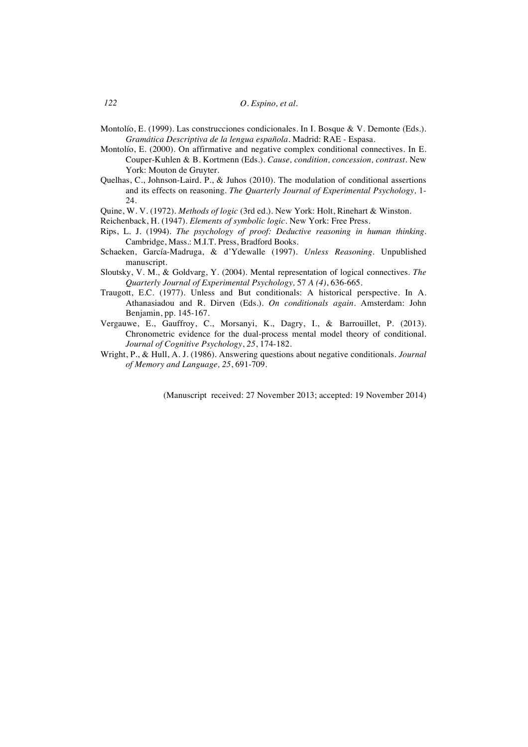Montolío, E. (1999). Las construcciones condicionales. In I. Bosque & V. Demonte (Eds.). *Gramática Descriptiva de la lengua española*. Madrid: RAE - Espasa.

Montolío, E. (2000). On affirmative and negative complex conditional connectives. In E. Couper-Kuhlen & B. Kortmenn (Eds.). *Cause, condition, concession, contrast*. New York: Mouton de Gruyter.

Quelhas, C., Johnson-Laird. P., & Juhos (2010). The modulation of conditional assertions and its effects on reasoning. *The Quarterly Journal of Experimental Psychology,* 1-24.

Quine, W. V. (1972). *Methods of logic* (3rd ed.). New York: Holt, Rinehart & Winston.

Reichenback, H. (1947). *Elements of symbolic logic*. New York: Free Press.

Rips, L. J. (1994). *The psychology of proof: Deductive reasoning in human thinking*. Cambridge, Mass.: M.I.T. Press, Bradford Books.

Schaeken, García-Madruga, & d'Ydewalle (1997). *Unless Reasoning*. Unpublished manuscript.

Sloutsky, V. M., & Goldvarg, Y. (2004). Mental representation of logical connectives. *The Quarterly Journal of Experimental Psychology,* 57 *A (4)*, 636-665.

Traugott, E.C. (1977). Unless and But conditionals: A historical perspective. In A. Athanasiadou and R. Dirven (Eds.). *On conditionals again*. Amsterdam: John Benjamin, pp. 145-167.

Vergauwe, E., Gauffroy, C., Morsanyi, K., Dagry, I., & Barrouillet, P. (2013). Chronometric evidence for the dual-process mental model theory of conditional. *Journal of Cognitive Psychology*, *25*, 174-182.

Wright, P., & Hull, A. J. (1986). Answering questions about negative conditionals. *Journal of Memory and Language, 25*, 691-709.

(Manuscript received: 27 November 2013; accepted: 19 November 2014)